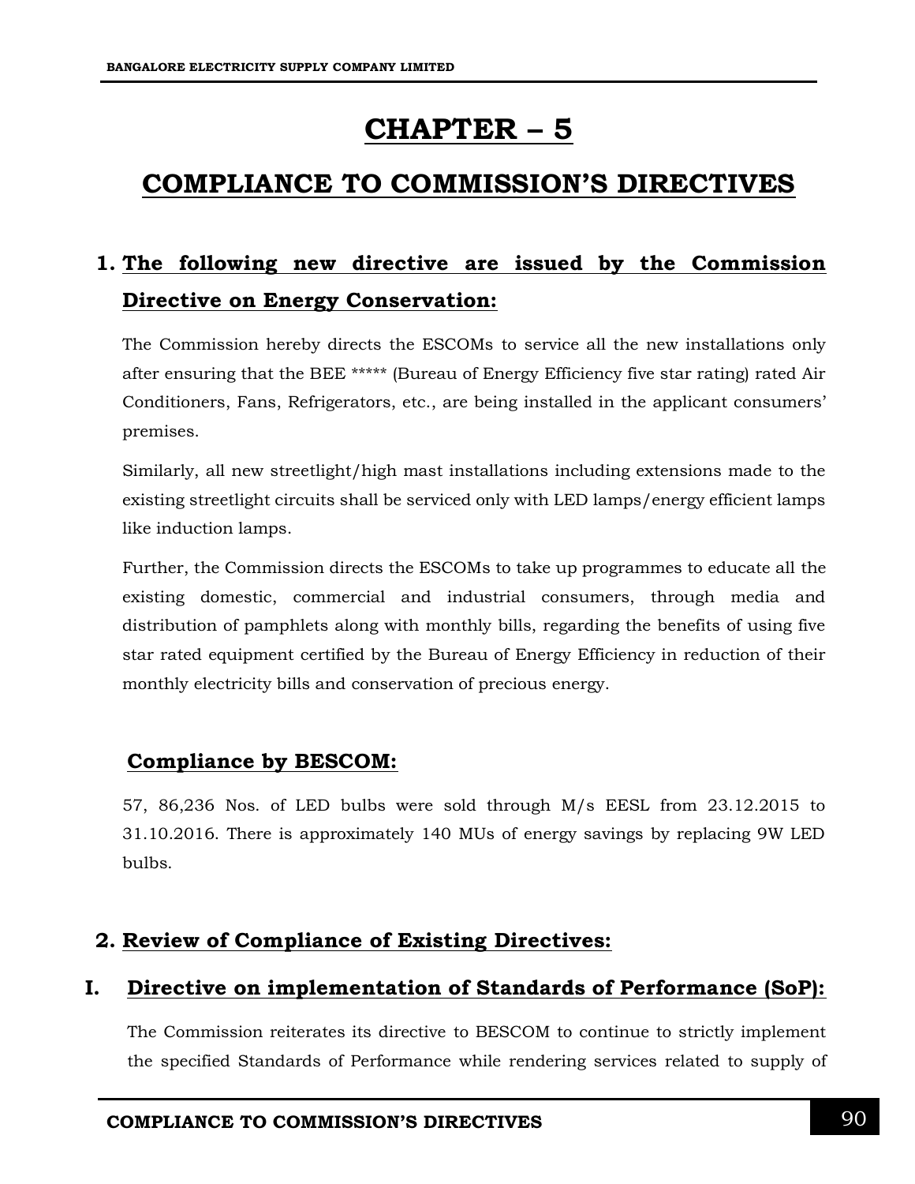# CHAPTER – 5

# COMPLIANCE TO COMMISSION'S DIRECTIVES

## 1. The following new directive are issued by the Commission Directive on Energy Conservation:

The Commission hereby directs the ESCOMs to service all the new installations only after ensuring that the BEE ***** (Bureau of Energy Efficiency five star rating) rated Air Conditioners, Fans, Refrigerators, etc., are being installed in the applicant consumers' premises.

Similarly, all new streetlight/high mast installations including extensions made to the existing streetlight circuits shall be serviced only with LED lamps/energy efficient lamps like induction lamps.

Further, the Commission directs the ESCOMs to take up programmes to educate all the existing domestic, commercial and industrial consumers, through media and distribution of pamphlets along with monthly bills, regarding the benefits of using five star rated equipment certified by the Bureau of Energy Efficiency in reduction of their monthly electricity bills and conservation of precious energy.

### Compliance by BESCOM:

57, 86,236 Nos. of LED bulbs were sold through M/s EESL from 23.12.2015 to 31.10.2016. There is approximately 140 MUs of energy savings by replacing 9W LED bulbs.

## 2. Review of Compliance of Existing Directives:

### I. Directive on implementation of Standards of Performance (SoP):

The Commission reiterates its directive to BESCOM to continue to strictly implement the specified Standards of Performance while rendering services related to supply of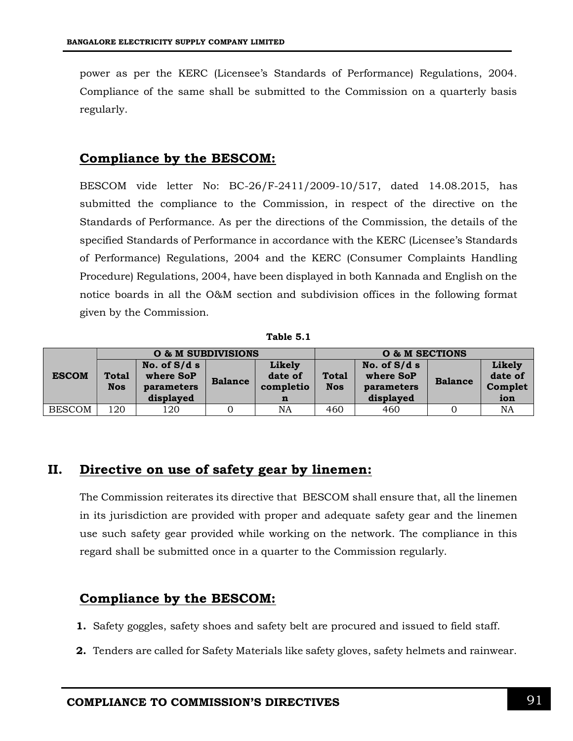power as per the KERC (Licensee's Standards of Performance) Regulations, 2004. Compliance of the same shall be submitted to the Commission on a quarterly basis regularly.

## Compliance by the BESCOM:

BESCOM vide letter No: BC-26/F-2411/2009-10/517, dated 14.08.2015, has submitted the compliance to the Commission, in respect of the directive on the Standards of Performance. As per the directions of the Commission, the details of the specified Standards of Performance in accordance with the KERC (Licensee's Standards of Performance) Regulations, 2004 and the KERC (Consumer Complaints Handling Procedure) Regulations, 2004, have been displayed in both Kannada and English on the notice boards in all the O&M section and subdivision offices in the following format given by the Commission.

**Table 5.1**

| ESCOM | O & M SUBDIVISIONS | | | | O & M SECTIONS | | | |
|---|---|---|---|---|---|---|---|---|
| | Total Nos | No. of S/d s where SoP parameters displayed | Balance | Likely date of completion | Total Nos | No. of S/d s where SoP parameters displayed | Balance | Likely date of Completion |
| BESCOM | 120 | 120 | 0 | NA | 460 | 460 | 0 | NA |

## II. Directive on use of safety gear by linemen:

The Commission reiterates its directive that BESCOM shall ensure that, all the linemen in its jurisdiction are provided with proper and adequate safety gear and the linemen use such safety gear provided while working on the network. The compliance in this regard shall be submitted once in a quarter to the Commission regularly.

## Compliance by the BESCOM:

1. Safety goggles, safety shoes and safety belt are procured and issued to field staff.
2. Tenders are called for Safety Materials like safety gloves, safety helmets and rainwear.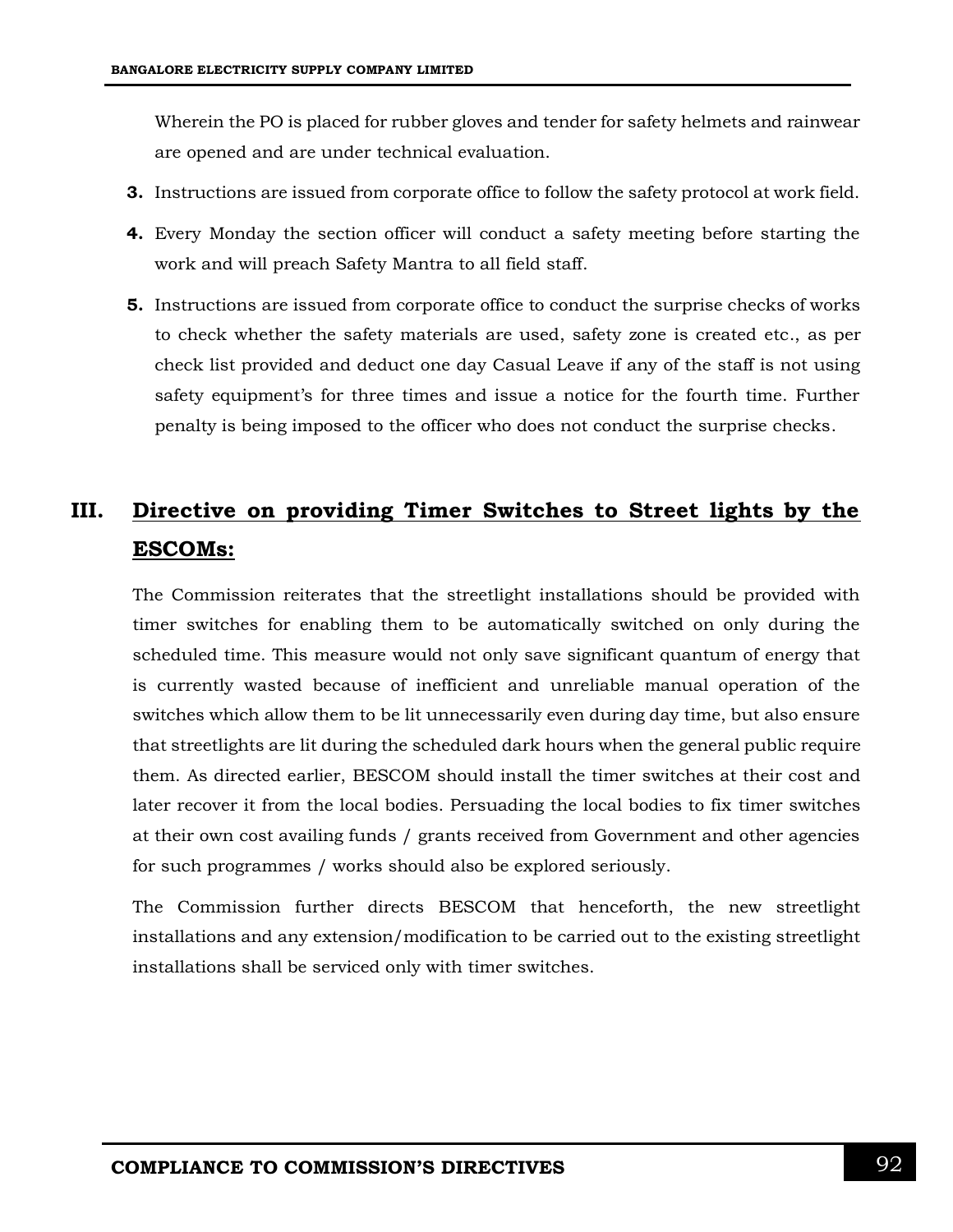Wherein the PO is placed for rubber gloves and tender for safety helmets and rainwear are opened and are under technical evaluation.

3. Instructions are issued from corporate office to follow the safety protocol at work field.

4. Every Monday the section officer will conduct a safety meeting before starting the work and will preach Safety Mantra to all field staff.

5. Instructions are issued from corporate office to conduct the surprise checks of works to check whether the safety materials are used, safety zone is created etc., as per check list provided and deduct one day Casual Leave if any of the staff is not using safety equipment's for three times and issue a notice for the fourth time. Further penalty is being imposed to the officer who does not conduct the surprise checks.

## III. Directive on providing Timer Switches to Street lights by the ESCOMs:

The Commission reiterates that the streetlight installations should be provided with timer switches for enabling them to be automatically switched on only during the scheduled time. This measure would not only save significant quantum of energy that is currently wasted because of inefficient and unreliable manual operation of the switches which allow them to be lit unnecessarily even during day time, but also ensure that streetlights are lit during the scheduled dark hours when the general public require them. As directed earlier, BESCOM should install the timer switches at their cost and later recover it from the local bodies. Persuading the local bodies to fix timer switches at their own cost availing funds / grants received from Government and other agencies for such programmes / works should also be explored seriously.

The Commission further directs BESCOM that henceforth, the new streetlight installations and any extension/modification to be carried out to the existing streetlight installations shall be serviced only with timer switches.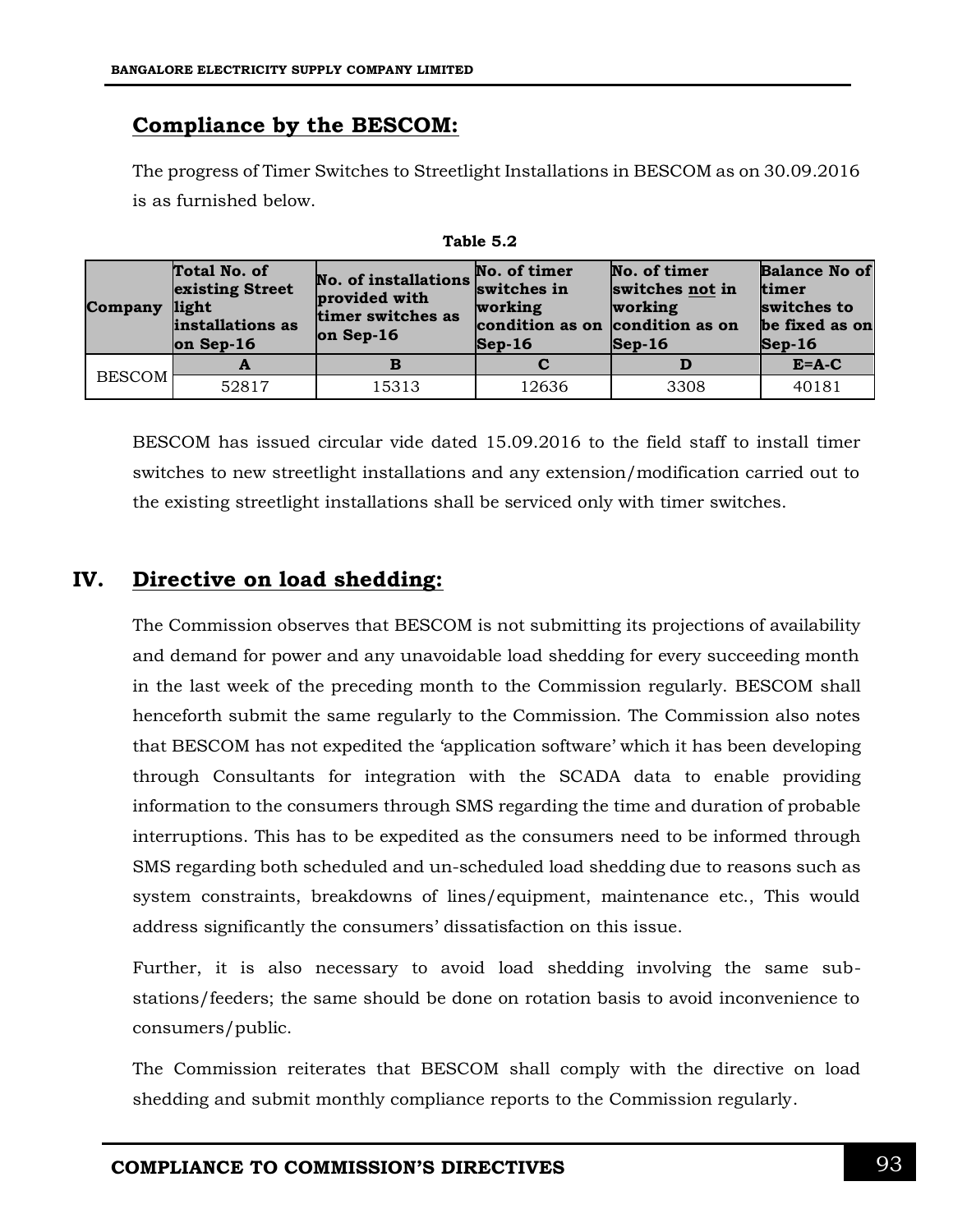## Compliance by the BESCOM:

The progress of Timer Switches to Streetlight Installations in BESCOM as on 30.09.2016 is as furnished below.

**Table 5.2**

| Company | Total No. of existing Street light installations as on Sep-16 | No. of installations provided with timer switches as on Sep-16 | No. of timer switches in working condition as on Sep-16 | No. of timer switches <u>not</u> in working condition as on Sep-16 | Balance No of timer switches to be fixed as on Sep-16 |
|---|---|---|---|---|---|
| BESCOM | A | B | C | D | E=A-C |
| | 52817 | 15313 | 12636 | 3308 | 40181 |

BESCOM has issued circular vide dated 15.09.2016 to the field staff to install timer switches to new streetlight installations and any extension/modification carried out to the existing streetlight installations shall be serviced only with timer switches.

## IV. Directive on load shedding:

The Commission observes that BESCOM is not submitting its projections of availability and demand for power and any unavoidable load shedding for every succeeding month in the last week of the preceding month to the Commission regularly. BESCOM shall henceforth submit the same regularly to the Commission. The Commission also notes that BESCOM has not expedited the 'application software' which it has been developing through Consultants for integration with the SCADA data to enable providing information to the consumers through SMS regarding the time and duration of probable interruptions. This has to be expedited as the consumers need to be informed through SMS regarding both scheduled and un-scheduled load shedding due to reasons such as system constraints, breakdowns of lines/equipment, maintenance etc., This would address significantly the consumers' dissatisfaction on this issue.

Further, it is also necessary to avoid load shedding involving the same sub-stations/feeders; the same should be done on rotation basis to avoid inconvenience to consumers/public.

The Commission reiterates that BESCOM shall comply with the directive on load shedding and submit monthly compliance reports to the Commission regularly.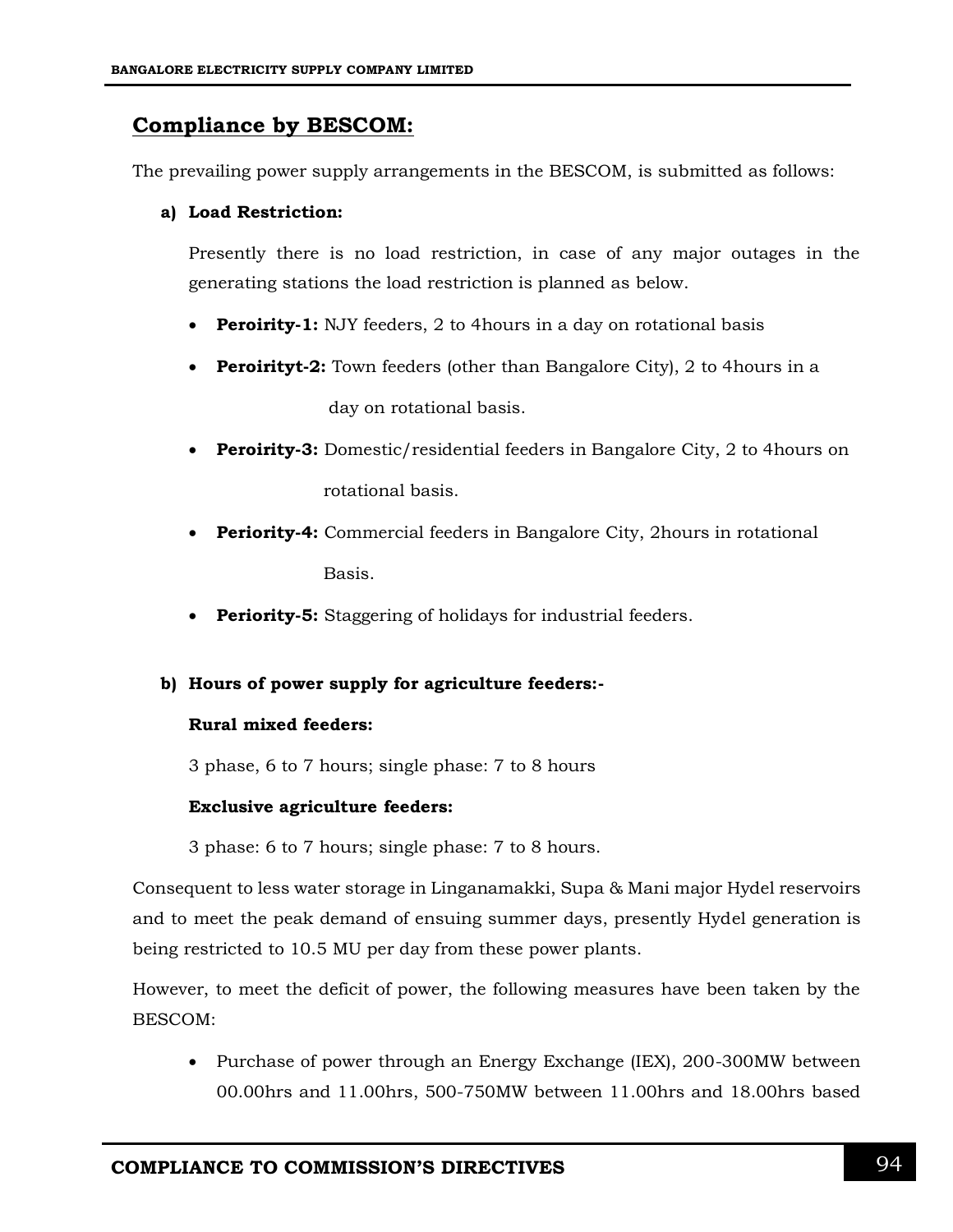## Compliance by BESCOM:

The prevailing power supply arrangements in the BESCOM, is submitted as follows:

**a) Load Restriction:**

Presently there is no load restriction, in case of any major outages in the generating stations the load restriction is planned as below.

- **Peroirity-1:** NJY feeders, 2 to 4hours in a day on rotational basis
- **Peroirityt-2:** Town feeders (other than Bangalore City), 2 to 4hours in a day on rotational basis.
- **Peroirity-3:** Domestic/residential feeders in Bangalore City, 2 to 4hours on rotational basis.
- **Periority-4:** Commercial feeders in Bangalore City, 2hours in rotational Basis.
- **Periority-5:** Staggering of holidays for industrial feeders.

**b) Hours of power supply for agriculture feeders:-**

**Rural mixed feeders:**

3 phase, 6 to 7 hours; single phase: 7 to 8 hours

**Exclusive agriculture feeders:**

3 phase: 6 to 7 hours; single phase: 7 to 8 hours.

Consequent to less water storage in Linganamakki, Supa & Mani major Hydel reservoirs and to meet the peak demand of ensuing summer days, presently Hydel generation is being restricted to 10.5 MU per day from these power plants.

However, to meet the deficit of power, the following measures have been taken by the BESCOM:

- Purchase of power through an Energy Exchange (IEX), 200-300MW between 00.00hrs and 11.00hrs, 500-750MW between 11.00hrs and 18.00hrs based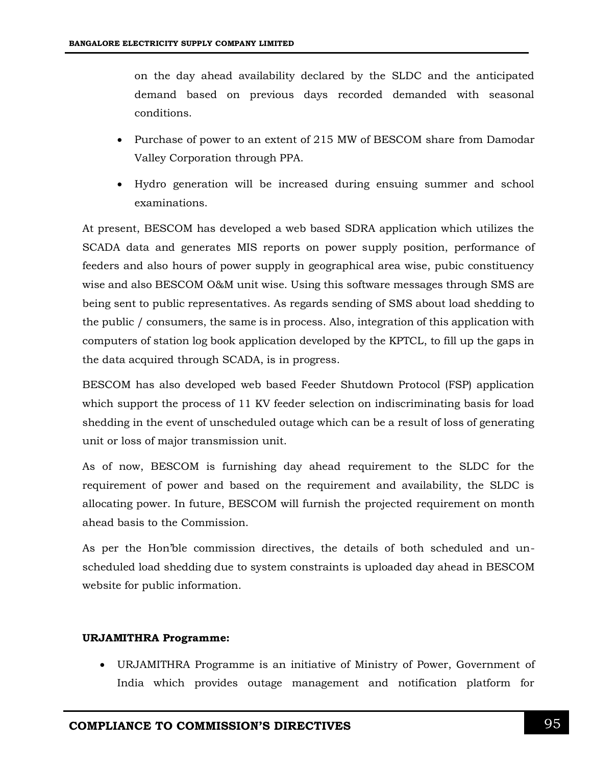on the day ahead availability declared by the SLDC and the anticipated demand based on previous days recorded demanded with seasonal conditions.

- Purchase of power to an extent of 215 MW of BESCOM share from Damodar Valley Corporation through PPA.
- Hydro generation will be increased during ensuing summer and school examinations.

At present, BESCOM has developed a web based SDRA application which utilizes the SCADA data and generates MIS reports on power supply position, performance of feeders and also hours of power supply in geographical area wise, pubic constituency wise and also BESCOM O&M unit wise. Using this software messages through SMS are being sent to public representatives. As regards sending of SMS about load shedding to the public / consumers, the same is in process. Also, integration of this application with computers of station log book application developed by the KPTCL, to fill up the gaps in the data acquired through SCADA, is in progress.

BESCOM has also developed web based Feeder Shutdown Protocol (FSP) application which support the process of 11 KV feeder selection on indiscriminating basis for load shedding in the event of unscheduled outage which can be a result of loss of generating unit or loss of major transmission unit.

As of now, BESCOM is furnishing day ahead requirement to the SLDC for the requirement of power and based on the requirement and availability, the SLDC is allocating power. In future, BESCOM will furnish the projected requirement on month ahead basis to the Commission.

As per the Hon'ble commission directives, the details of both scheduled and un-scheduled load shedding due to system constraints is uploaded day ahead in BESCOM website for public information.

**URJAMITHRA Programme:**

- URJAMITHRA Programme is an initiative of Ministry of Power, Government of India which provides outage management and notification platform for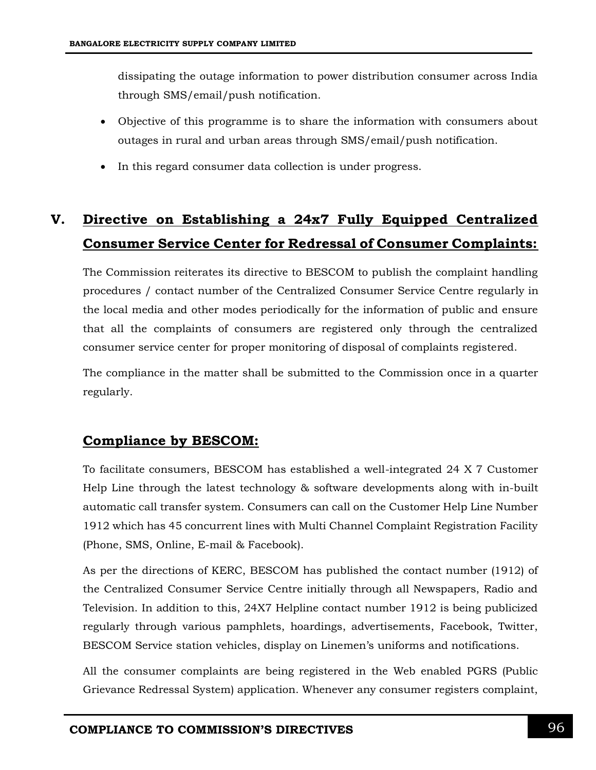dissipating the outage information to power distribution consumer across India through SMS/email/push notification.

- Objective of this programme is to share the information with consumers about outages in rural and urban areas through SMS/email/push notification.
- In this regard consumer data collection is under progress.

## V. Directive on Establishing a 24x7 Fully Equipped Centralized Consumer Service Center for Redressal of Consumer Complaints:

The Commission reiterates its directive to BESCOM to publish the complaint handling procedures / contact number of the Centralized Consumer Service Centre regularly in the local media and other modes periodically for the information of public and ensure that all the complaints of consumers are registered only through the centralized consumer service center for proper monitoring of disposal of complaints registered.

The compliance in the matter shall be submitted to the Commission once in a quarter regularly.

### Compliance by BESCOM:

To facilitate consumers, BESCOM has established a well-integrated 24 X 7 Customer Help Line through the latest technology & software developments along with in-built automatic call transfer system. Consumers can call on the Customer Help Line Number 1912 which has 45 concurrent lines with Multi Channel Complaint Registration Facility (Phone, SMS, Online, E-mail & Facebook).

As per the directions of KERC, BESCOM has published the contact number (1912) of the Centralized Consumer Service Centre initially through all Newspapers, Radio and Television. In addition to this, 24X7 Helpline contact number 1912 is being publicized regularly through various pamphlets, hoardings, advertisements, Facebook, Twitter, BESCOM Service station vehicles, display on Linemen's uniforms and notifications.

All the consumer complaints are being registered in the Web enabled PGRS (Public Grievance Redressal System) application. Whenever any consumer registers complaint,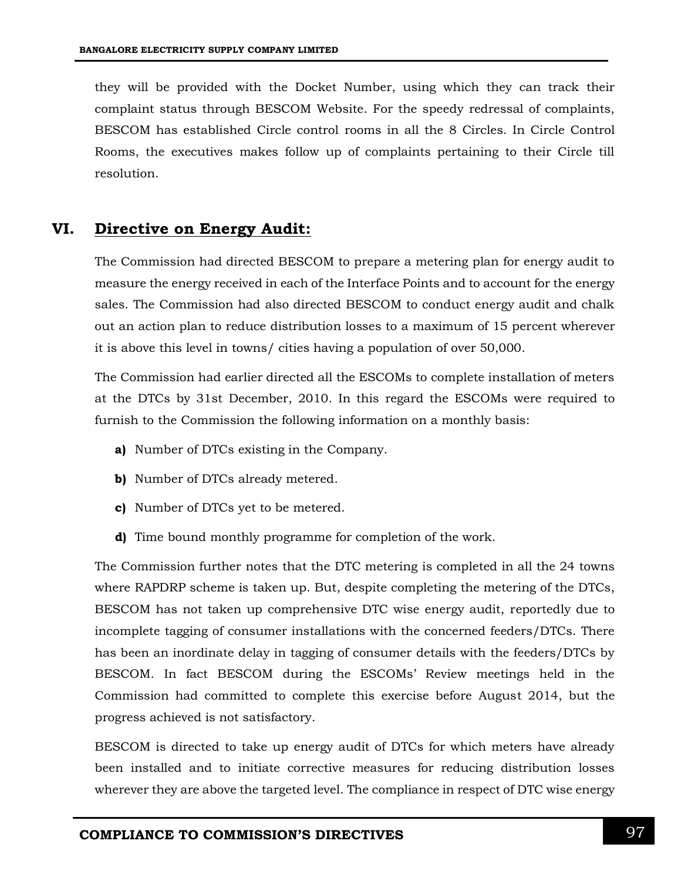they will be provided with the Docket Number, using which they can track their complaint status through BESCOM Website. For the speedy redressal of complaints, BESCOM has established Circle control rooms in all the 8 Circles. In Circle Control Rooms, the executives makes follow up of complaints pertaining to their Circle till resolution.

## VI. Directive on Energy Audit:

The Commission had directed BESCOM to prepare a metering plan for energy audit to measure the energy received in each of the Interface Points and to account for the energy sales. The Commission had also directed BESCOM to conduct energy audit and chalk out an action plan to reduce distribution losses to a maximum of 15 percent wherever it is above this level in towns/ cities having a population of over 50,000.

The Commission had earlier directed all the ESCOMs to complete installation of meters at the DTCs by 31st December, 2010. In this regard the ESCOMs were required to furnish to the Commission the following information on a monthly basis:

**a)** Number of DTCs existing in the Company.

**b)** Number of DTCs already metered.

**c)** Number of DTCs yet to be metered.

**d)** Time bound monthly programme for completion of the work.

The Commission further notes that the DTC metering is completed in all the 24 towns where RAPDRP scheme is taken up. But, despite completing the metering of the DTCs, BESCOM has not taken up comprehensive DTC wise energy audit, reportedly due to incomplete tagging of consumer installations with the concerned feeders/DTCs. There has been an inordinate delay in tagging of consumer details with the feeders/DTCs by BESCOM. In fact BESCOM during the ESCOMs' Review meetings held in the Commission had committed to complete this exercise before August 2014, but the progress achieved is not satisfactory.

BESCOM is directed to take up energy audit of DTCs for which meters have already been installed and to initiate corrective measures for reducing distribution losses wherever they are above the targeted level. The compliance in respect of DTC wise energy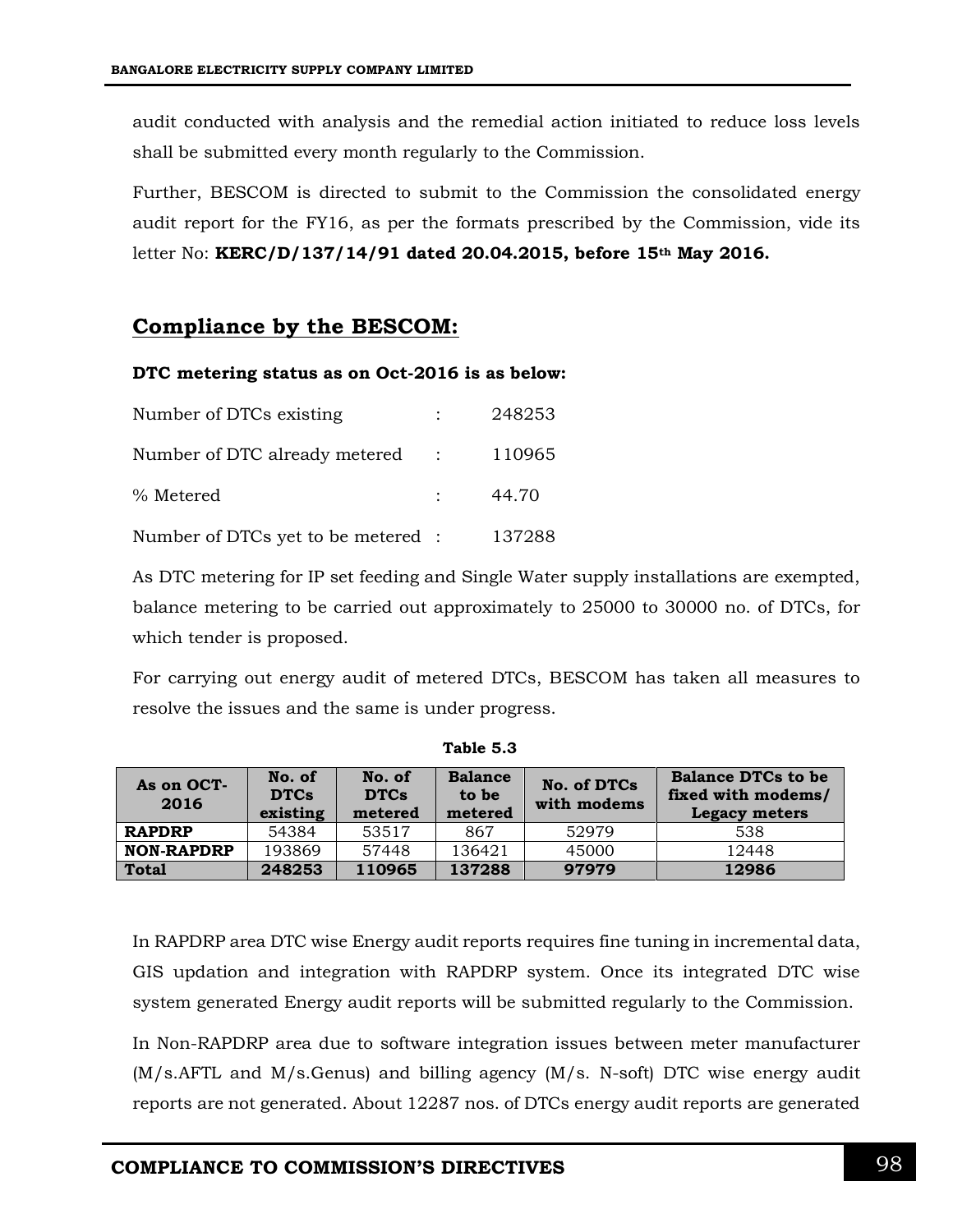audit conducted with analysis and the remedial action initiated to reduce loss levels shall be submitted every month regularly to the Commission.

Further, BESCOM is directed to submit to the Commission the consolidated energy audit report for the FY16, as per the formats prescribed by the Commission, vide its letter No: **KERC/D/137/14/91 dated 20.04.2015, before 15th May 2016.**

## Compliance by the BESCOM:

**DTC metering status as on Oct-2016 is as below:**

Number of DTCs existing : 248253

Number of DTC already metered : 110965

% Metered : 44.70

Number of DTCs yet to be metered : 137288

As DTC metering for IP set feeding and Single Water supply installations are exempted, balance metering to be carried out approximately to 25000 to 30000 no. of DTCs, for which tender is proposed.

For carrying out energy audit of metered DTCs, BESCOM has taken all measures to resolve the issues and the same is under progress.

**Table 5.3**

| As on OCT-2016 | No. of DTCs existing | No. of DTCs metered | Balance to be metered | No. of DTCs with modems | Balance DTCs to be fixed with modems/ Legacy meters |
|---|---|---|---|---|---|
| **RAPDRP** | 54384 | 53517 | 867 | 52979 | 538 |
| **NON-RAPDRP** | 193869 | 57448 | 136421 | 45000 | 12448 |
| **Total** | **248253** | **110965** | **137288** | **97979** | **12986** |

In RAPDRP area DTC wise Energy audit reports requires fine tuning in incremental data, GIS updation and integration with RAPDRP system. Once its integrated DTC wise system generated Energy audit reports will be submitted regularly to the Commission.

In Non-RAPDRP area due to software integration issues between meter manufacturer (M/s.AFTL and M/s.Genus) and billing agency (M/s. N-soft) DTC wise energy audit reports are not generated. About 12287 nos. of DTCs energy audit reports are generated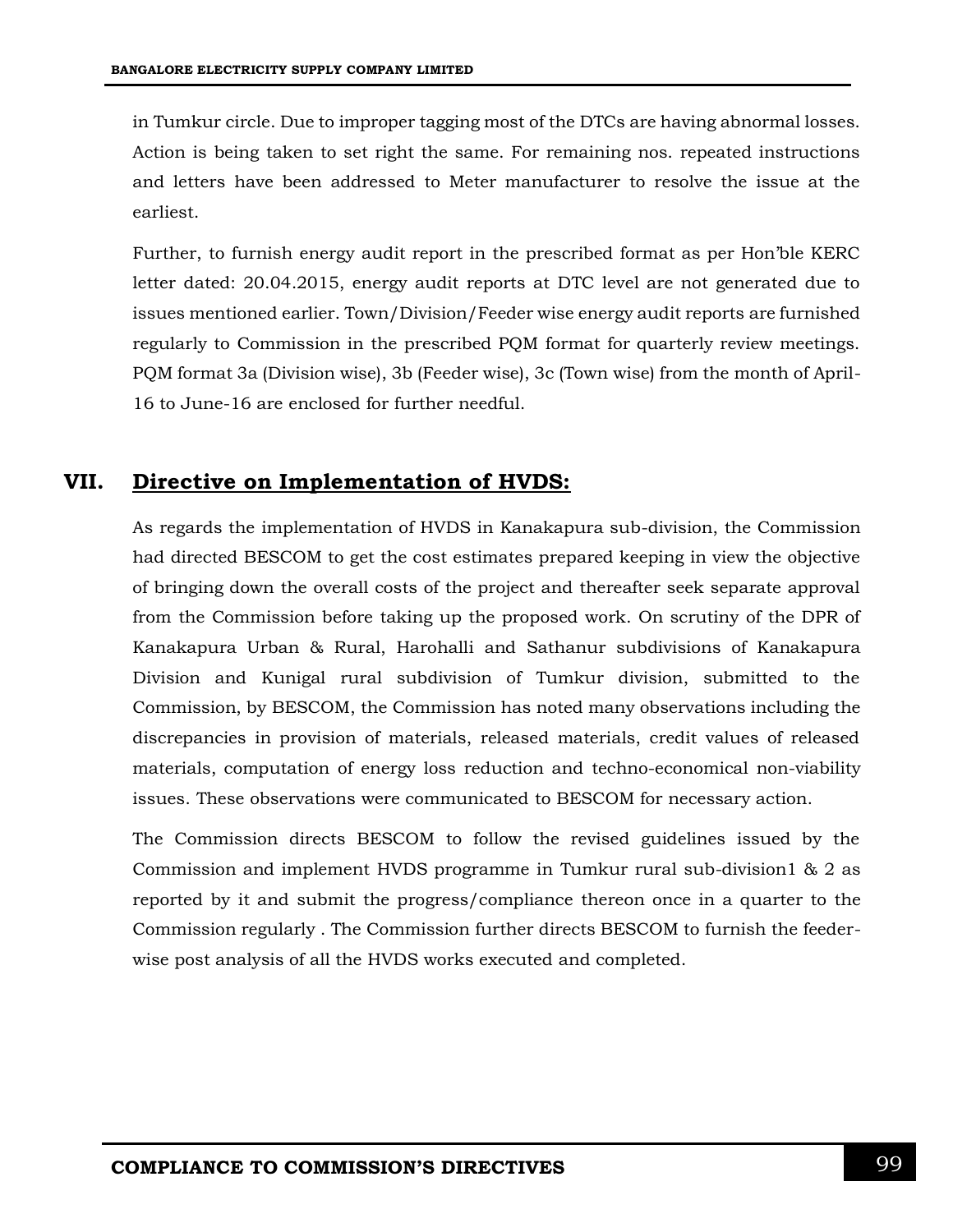in Tumkur circle. Due to improper tagging most of the DTCs are having abnormal losses. Action is being taken to set right the same. For remaining nos. repeated instructions and letters have been addressed to Meter manufacturer to resolve the issue at the earliest.

Further, to furnish energy audit report in the prescribed format as per Hon'ble KERC letter dated: 20.04.2015, energy audit reports at DTC level are not generated due to issues mentioned earlier. Town/Division/Feeder wise energy audit reports are furnished regularly to Commission in the prescribed PQM format for quarterly review meetings. PQM format 3a (Division wise), 3b (Feeder wise), 3c (Town wise) from the month of April-16 to June-16 are enclosed for further needful.

## VII. Directive on Implementation of HVDS:

As regards the implementation of HVDS in Kanakapura sub-division, the Commission had directed BESCOM to get the cost estimates prepared keeping in view the objective of bringing down the overall costs of the project and thereafter seek separate approval from the Commission before taking up the proposed work. On scrutiny of the DPR of Kanakapura Urban & Rural, Harohalli and Sathanur subdivisions of Kanakapura Division and Kunigal rural subdivision of Tumkur division, submitted to the Commission, by BESCOM, the Commission has noted many observations including the discrepancies in provision of materials, released materials, credit values of released materials, computation of energy loss reduction and techno-economical non-viability issues. These observations were communicated to BESCOM for necessary action.

The Commission directs BESCOM to follow the revised guidelines issued by the Commission and implement HVDS programme in Tumkur rural sub-division1 & 2 as reported by it and submit the progress/compliance thereon once in a quarter to the Commission regularly . The Commission further directs BESCOM to furnish the feeder-wise post analysis of all the HVDS works executed and completed.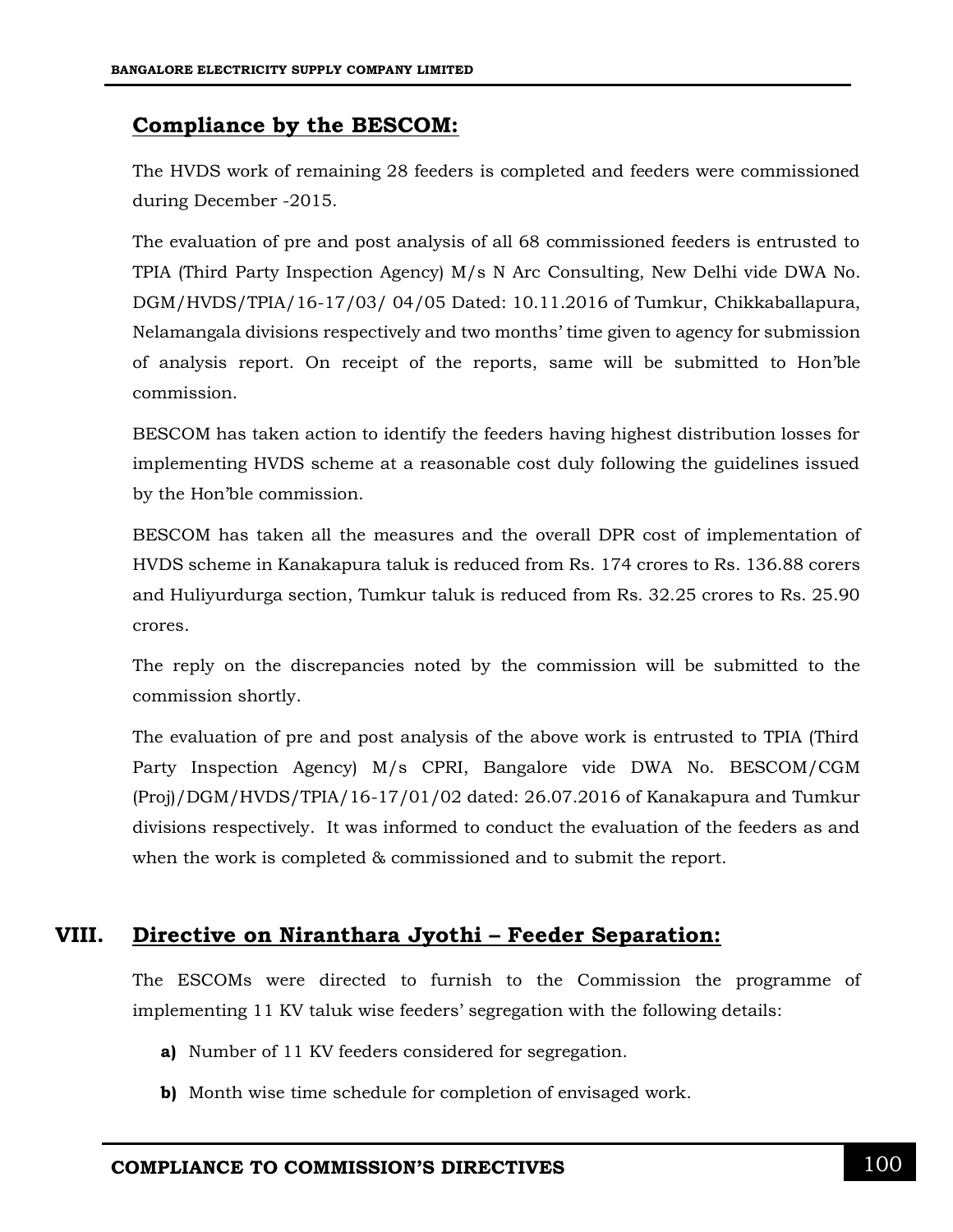## Compliance by the BESCOM:

The HVDS work of remaining 28 feeders is completed and feeders were commissioned during December -2015.

The evaluation of pre and post analysis of all 68 commissioned feeders is entrusted to TPIA (Third Party Inspection Agency) M/s N Arc Consulting, New Delhi vide DWA No. DGM/HVDS/TPIA/16-17/03/ 04/05 Dated: 10.11.2016 of Tumkur, Chikkaballapura, Nelamangala divisions respectively and two months' time given to agency for submission of analysis report. On receipt of the reports, same will be submitted to Hon'ble commission.

BESCOM has taken action to identify the feeders having highest distribution losses for implementing HVDS scheme at a reasonable cost duly following the guidelines issued by the Hon'ble commission.

BESCOM has taken all the measures and the overall DPR cost of implementation of HVDS scheme in Kanakapura taluk is reduced from Rs. 174 crores to Rs. 136.88 corers and Huliyurdurga section, Tumkur taluk is reduced from Rs. 32.25 crores to Rs. 25.90 crores.

The reply on the discrepancies noted by the commission will be submitted to the commission shortly.

The evaluation of pre and post analysis of the above work is entrusted to TPIA (Third Party Inspection Agency) M/s CPRI, Bangalore vide DWA No. BESCOM/CGM (Proj)/DGM/HVDS/TPIA/16-17/01/02 dated: 26.07.2016 of Kanakapura and Tumkur divisions respectively. It was informed to conduct the evaluation of the feeders as and when the work is completed & commissioned and to submit the report.

## VIII. Directive on Niranthara Jyothi – Feeder Separation:

The ESCOMs were directed to furnish to the Commission the programme of implementing 11 KV taluk wise feeders' segregation with the following details:

**a)** Number of 11 KV feeders considered for segregation.

**b)** Month wise time schedule for completion of envisaged work.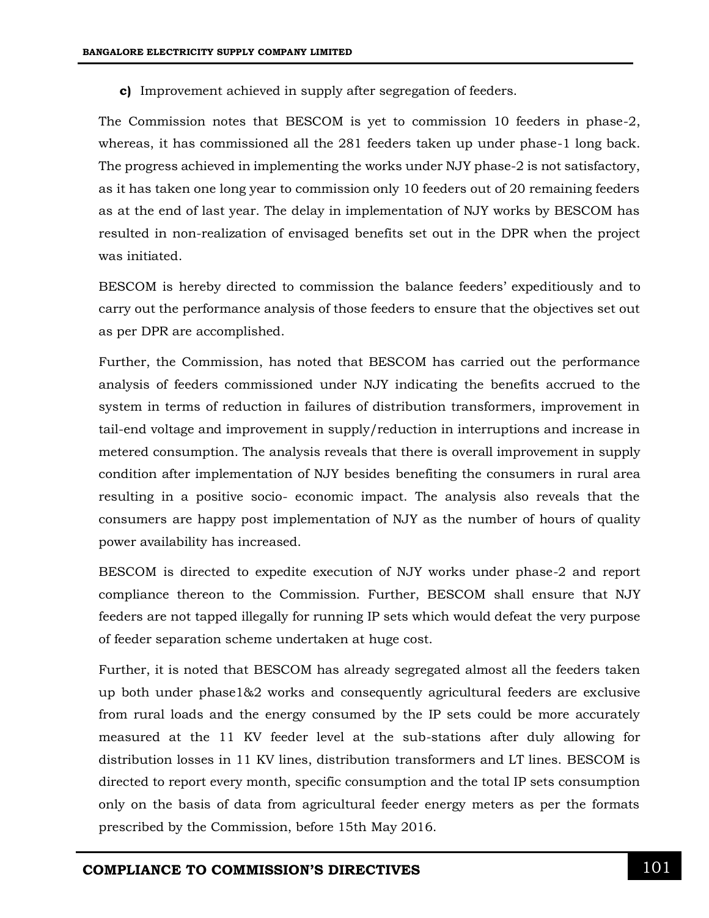**c)** Improvement achieved in supply after segregation of feeders.

The Commission notes that BESCOM is yet to commission 10 feeders in phase-2, whereas, it has commissioned all the 281 feeders taken up under phase-1 long back. The progress achieved in implementing the works under NJY phase-2 is not satisfactory, as it has taken one long year to commission only 10 feeders out of 20 remaining feeders as at the end of last year. The delay in implementation of NJY works by BESCOM has resulted in non-realization of envisaged benefits set out in the DPR when the project was initiated.

BESCOM is hereby directed to commission the balance feeders' expeditiously and to carry out the performance analysis of those feeders to ensure that the objectives set out as per DPR are accomplished.

Further, the Commission, has noted that BESCOM has carried out the performance analysis of feeders commissioned under NJY indicating the benefits accrued to the system in terms of reduction in failures of distribution transformers, improvement in tail-end voltage and improvement in supply/reduction in interruptions and increase in metered consumption. The analysis reveals that there is overall improvement in supply condition after implementation of NJY besides benefiting the consumers in rural area resulting in a positive socio- economic impact. The analysis also reveals that the consumers are happy post implementation of NJY as the number of hours of quality power availability has increased.

BESCOM is directed to expedite execution of NJY works under phase-2 and report compliance thereon to the Commission. Further, BESCOM shall ensure that NJY feeders are not tapped illegally for running IP sets which would defeat the very purpose of feeder separation scheme undertaken at huge cost.

Further, it is noted that BESCOM has already segregated almost all the feeders taken up both under phase1&2 works and consequently agricultural feeders are exclusive from rural loads and the energy consumed by the IP sets could be more accurately measured at the 11 KV feeder level at the sub-stations after duly allowing for distribution losses in 11 KV lines, distribution transformers and LT lines. BESCOM is directed to report every month, specific consumption and the total IP sets consumption only on the basis of data from agricultural feeder energy meters as per the formats prescribed by the Commission, before 15th May 2016.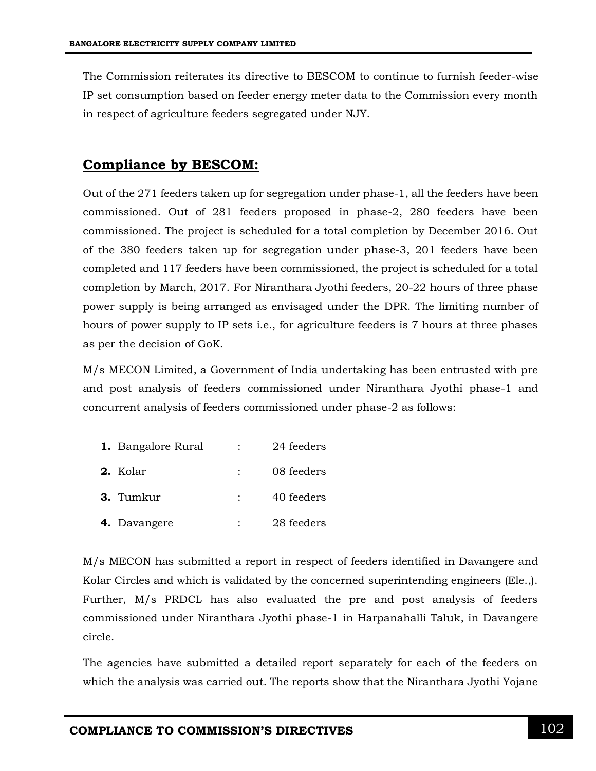The Commission reiterates its directive to BESCOM to continue to furnish feeder-wise IP set consumption based on feeder energy meter data to the Commission every month in respect of agriculture feeders segregated under NJY.

## Compliance by BESCOM:

Out of the 271 feeders taken up for segregation under phase-1, all the feeders have been commissioned. Out of 281 feeders proposed in phase-2, 280 feeders have been commissioned. The project is scheduled for a total completion by December 2016. Out of the 380 feeders taken up for segregation under phase-3, 201 feeders have been completed and 117 feeders have been commissioned, the project is scheduled for a total completion by March, 2017. For Niranthara Jyothi feeders, 20-22 hours of three phase power supply is being arranged as envisaged under the DPR. The limiting number of hours of power supply to IP sets i.e., for agriculture feeders is 7 hours at three phases as per the decision of GoK.

M/s MECON Limited, a Government of India undertaking has been entrusted with pre and post analysis of feeders commissioned under Niranthara Jyothi phase-1 and concurrent analysis of feeders commissioned under phase-2 as follows:

1. Bangalore Rural : 24 feeders
2. Kolar : 08 feeders
3. Tumkur : 40 feeders
4. Davangere : 28 feeders

M/s MECON has submitted a report in respect of feeders identified in Davangere and Kolar Circles and which is validated by the concerned superintending engineers (Ele.,). Further, M/s PRDCL has also evaluated the pre and post analysis of feeders commissioned under Niranthara Jyothi phase-1 in Harpanahalli Taluk, in Davangere circle.

The agencies have submitted a detailed report separately for each of the feeders on which the analysis was carried out. The reports show that the Niranthara Jyothi Yojane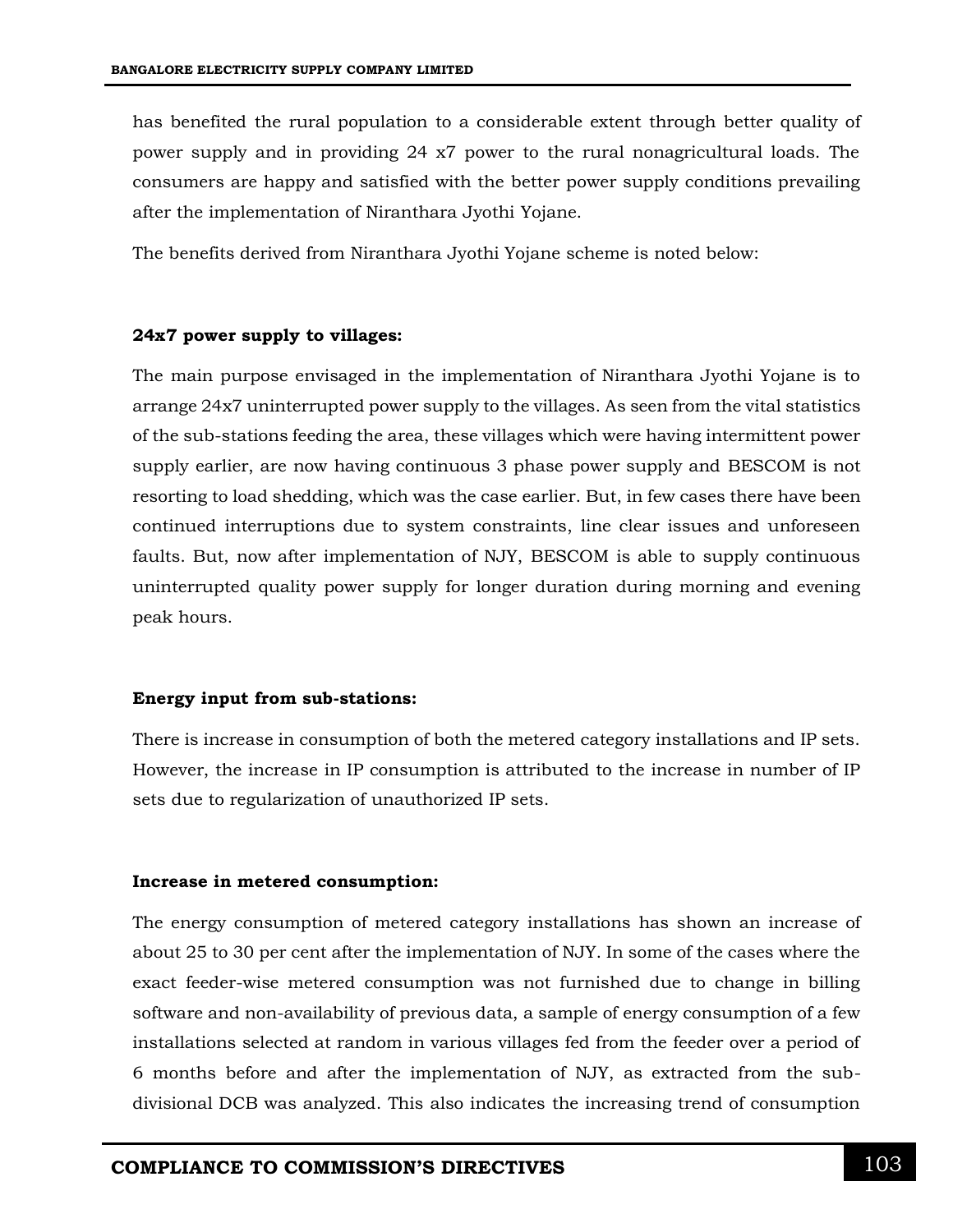has benefited the rural population to a considerable extent through better quality of power supply and in providing 24 x7 power to the rural nonagricultural loads. The consumers are happy and satisfied with the better power supply conditions prevailing after the implementation of Niranthara Jyothi Yojane.

The benefits derived from Niranthara Jyothi Yojane scheme is noted below:

**24x7 power supply to villages:**

The main purpose envisaged in the implementation of Niranthara Jyothi Yojane is to arrange 24x7 uninterrupted power supply to the villages. As seen from the vital statistics of the sub-stations feeding the area, these villages which were having intermittent power supply earlier, are now having continuous 3 phase power supply and BESCOM is not resorting to load shedding, which was the case earlier. But, in few cases there have been continued interruptions due to system constraints, line clear issues and unforeseen faults. But, now after implementation of NJY, BESCOM is able to supply continuous uninterrupted quality power supply for longer duration during morning and evening peak hours.

**Energy input from sub-stations:**

There is increase in consumption of both the metered category installations and IP sets. However, the increase in IP consumption is attributed to the increase in number of IP sets due to regularization of unauthorized IP sets.

**Increase in metered consumption:**

The energy consumption of metered category installations has shown an increase of about 25 to 30 per cent after the implementation of NJY. In some of the cases where the exact feeder-wise metered consumption was not furnished due to change in billing software and non-availability of previous data, a sample of energy consumption of a few installations selected at random in various villages fed from the feeder over a period of 6 months before and after the implementation of NJY, as extracted from the sub-divisional DCB was analyzed. This also indicates the increasing trend of consumption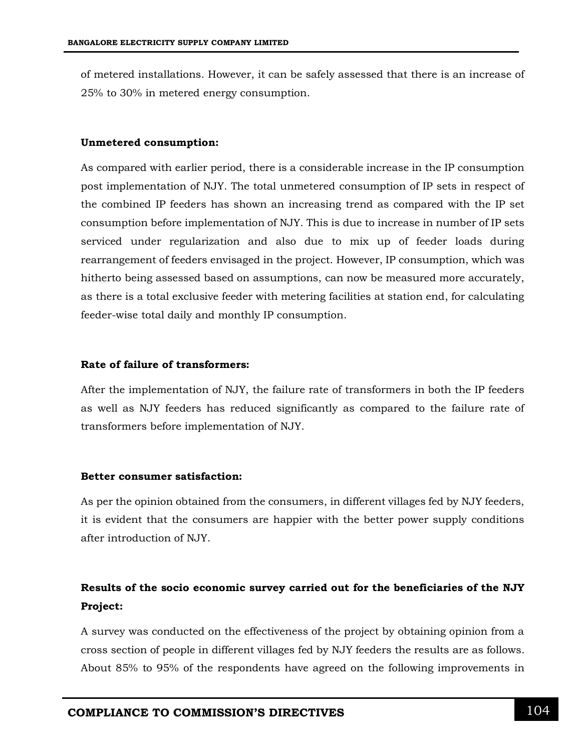of metered installations. However, it can be safely assessed that there is an increase of 25% to 30% in metered energy consumption.

**Unmetered consumption:**

As compared with earlier period, there is a considerable increase in the IP consumption post implementation of NJY. The total unmetered consumption of IP sets in respect of the combined IP feeders has shown an increasing trend as compared with the IP set consumption before implementation of NJY. This is due to increase in number of IP sets serviced under regularization and also due to mix up of feeder loads during rearrangement of feeders envisaged in the project. However, IP consumption, which was hitherto being assessed based on assumptions, can now be measured more accurately, as there is a total exclusive feeder with metering facilities at station end, for calculating feeder-wise total daily and monthly IP consumption.

**Rate of failure of transformers:**

After the implementation of NJY, the failure rate of transformers in both the IP feeders as well as NJY feeders has reduced significantly as compared to the failure rate of transformers before implementation of NJY.

**Better consumer satisfaction:**

As per the opinion obtained from the consumers, in different villages fed by NJY feeders, it is evident that the consumers are happier with the better power supply conditions after introduction of NJY.

**Results of the socio economic survey carried out for the beneficiaries of the NJY Project:**

A survey was conducted on the effectiveness of the project by obtaining opinion from a cross section of people in different villages fed by NJY feeders the results are as follows. About 85% to 95% of the respondents have agreed on the following improvements in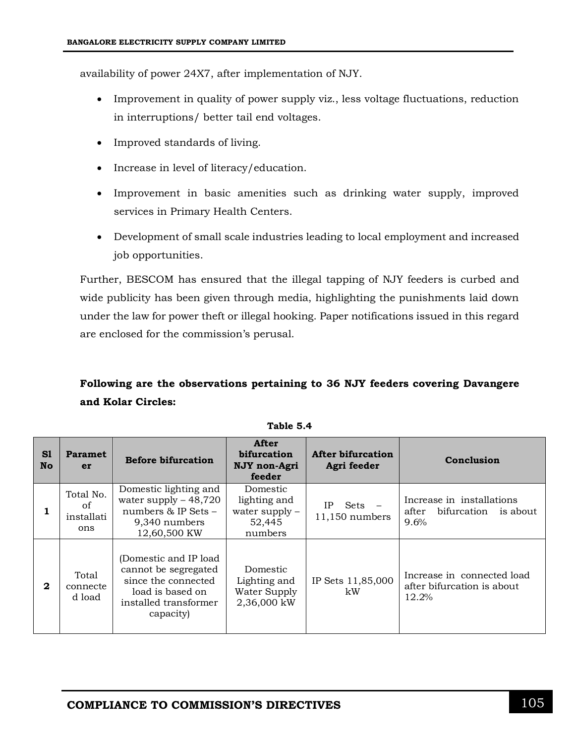availability of power 24X7, after implementation of NJY.

- Improvement in quality of power supply viz., less voltage fluctuations, reduction in interruptions/ better tail end voltages.
- Improved standards of living.
- Increase in level of literacy/education.
- Improvement in basic amenities such as drinking water supply, improved services in Primary Health Centers.
- Development of small scale industries leading to local employment and increased job opportunities.

Further, BESCOM has ensured that the illegal tapping of NJY feeders is curbed and wide publicity has been given through media, highlighting the punishments laid down under the law for power theft or illegal hooking. Paper notifications issued in this regard are enclosed for the commission's perusal.

**Following are the observations pertaining to 36 NJY feeders covering Davangere and Kolar Circles:**

**Table 5.4**

| Sl No | Parameter | Before bifurcation | After bifurcation NJY non-Agri feeder | After bifurcation Agri feeder | Conclusion |
|---|---|---|---|---|---|
| 1 | Total No. of installations | Domestic lighting and water supply – 48,720 numbers & IP Sets – 9,340 numbers 12,60,500 KW | Domestic lighting and water supply – 52,445 numbers | IP Sets – 11,150 numbers | Increase in installations after bifurcation is about 9.6% |
| 2 | Total connected load | (Domestic and IP load cannot be segregated since the connected load is based on installed transformer capacity) | Domestic Lighting and Water Supply 2,36,000 kW | IP Sets 11,85,000 kW | Increase in connected load after bifurcation is about 12.2% |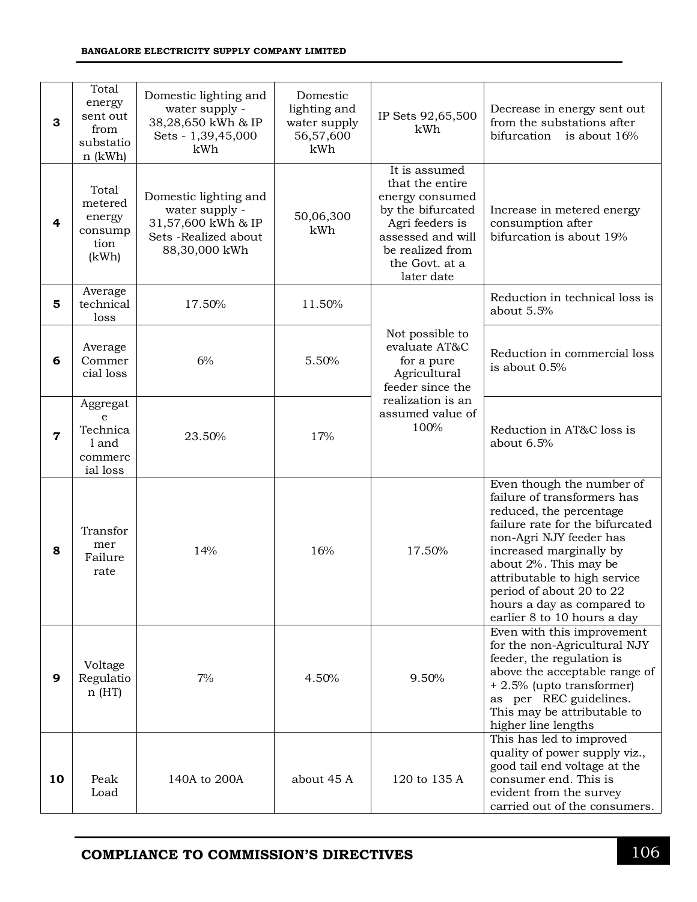| 3 | Total energy sent out from substation (kWh) | Domestic lighting and water supply - 38,28,650 kWh & IP Sets - 1,39,45,000 kWh | Domestic lighting and water supply 56,57,600 kWh | IP Sets 92,65,500 kWh | Decrease in energy sent out from the substations after bifurcation is about 16% |
|---|---|---|---|---|---|
| 4 | Total metered energy consumption (kWh) | Domestic lighting and water supply - 31,57,600 kWh & IP Sets -Realized about 88,30,000 kWh | 50,06,300 kWh | It is assumed that the entire energy consumed by the bifurcated Agri feeders is assessed and will be realized from the Govt. at a later date | Increase in metered energy consumption after bifurcation is about 19% |
| 5 | Average technical loss | 17.50% | 11.50% | Not possible to evaluate AT&C for a pure Agricultural feeder since the realization is an assumed value of 100% | Reduction in technical loss is about 5.5% |
| 6 | Average Commercial loss | 6% | 5.50% | | Reduction in commercial loss is about 0.5% |
| 7 | Aggregate Technical and commercial loss | 23.50% | 17% | | Reduction in AT&C loss is about 6.5% |
| 8 | Transformer Failure rate | 14% | 16% | 17.50% | Even though the number of failure of transformers has reduced, the percentage failure rate for the bifurcated non-Agri NJY feeder has increased marginally by about 2%. This may be attributable to high service period of about 20 to 22 hours a day as compared to earlier 8 to 10 hours a day |
| 9 | Voltage Regulation (HT) | 7% | 4.50% | 9.50% | Even with this improvement for the non-Agricultural NJY feeder, the regulation is above the acceptable range of + 2.5% (upto transformer) as per REC guidelines. This may be attributable to higher line lengths |
| 10 | Peak Load | 140A to 200A | about 45 A | 120 to 135 A | This has led to improved quality of power supply viz., good tail end voltage at the consumer end. This is evident from the survey carried out of the consumers. |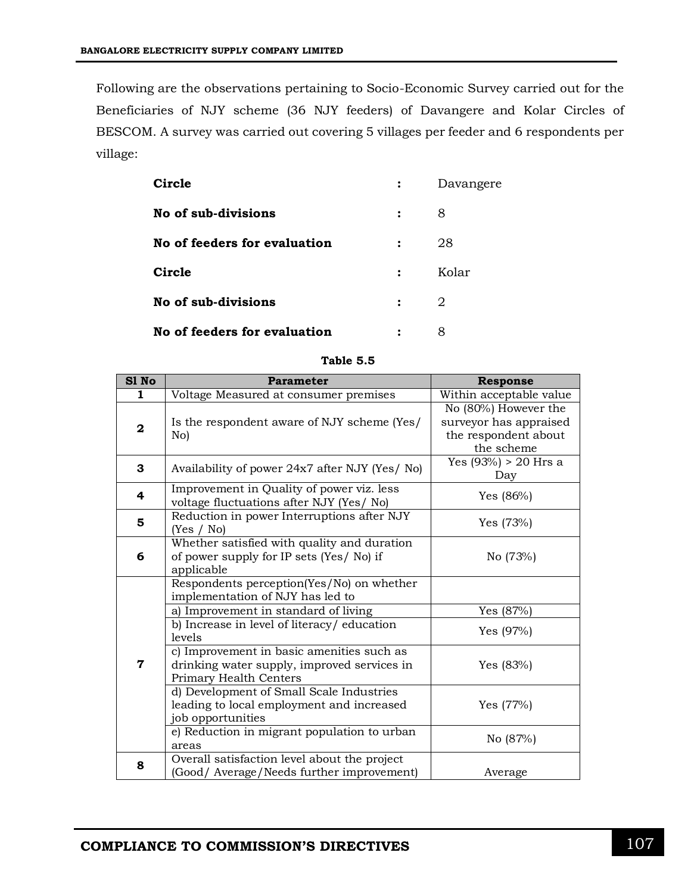Following are the observations pertaining to Socio-Economic Survey carried out for the Beneficiaries of NJY scheme (36 NJY feeders) of Davangere and Kolar Circles of BESCOM. A survey was carried out covering 5 villages per feeder and 6 respondents per village:

| | | |
|---|---|---|
| **Circle** | : | Davangere |
| **No of sub-divisions** | : | 8 |
| **No of feeders for evaluation** | : | 28 |
| **Circle** | : | Kolar |
| **No of sub-divisions** | : | 2 |
| **No of feeders for evaluation** | : | 8 |

**Table 5.5**

| Sl No | Parameter | Response |
|---|---|---|
| **1** | Voltage Measured at consumer premises | Within acceptable value |
| **2** | Is the respondent aware of NJY scheme (Yes/ No) | No (80%) However the surveyor has appraised the respondent about the scheme |
| **3** | Availability of power 24x7 after NJY (Yes/ No) | Yes (93%) > 20 Hrs a Day |
| **4** | Improvement in Quality of power viz. less voltage fluctuations after NJY (Yes/ No) | Yes (86%) |
| **5** | Reduction in power Interruptions after NJY (Yes / No) | Yes (73%) |
| **6** | Whether satisfied with quality and duration of power supply for IP sets (Yes/ No) if applicable | No (73%) |
| **7** | Respondents perception(Yes/No) on whether implementation of NJY has led to | |
| | a) Improvement in standard of living | Yes (87%) |
| | b) Increase in level of literacy/ education levels | Yes (97%) |
| | c) Improvement in basic amenities such as drinking water supply, improved services in Primary Health Centers | Yes (83%) |
| | d) Development of Small Scale Industries leading to local employment and increased job opportunities | Yes (77%) |
| | e) Reduction in migrant population to urban areas | No (87%) |
| **8** | Overall satisfaction level about the project (Good/ Average/Needs further improvement) | Average |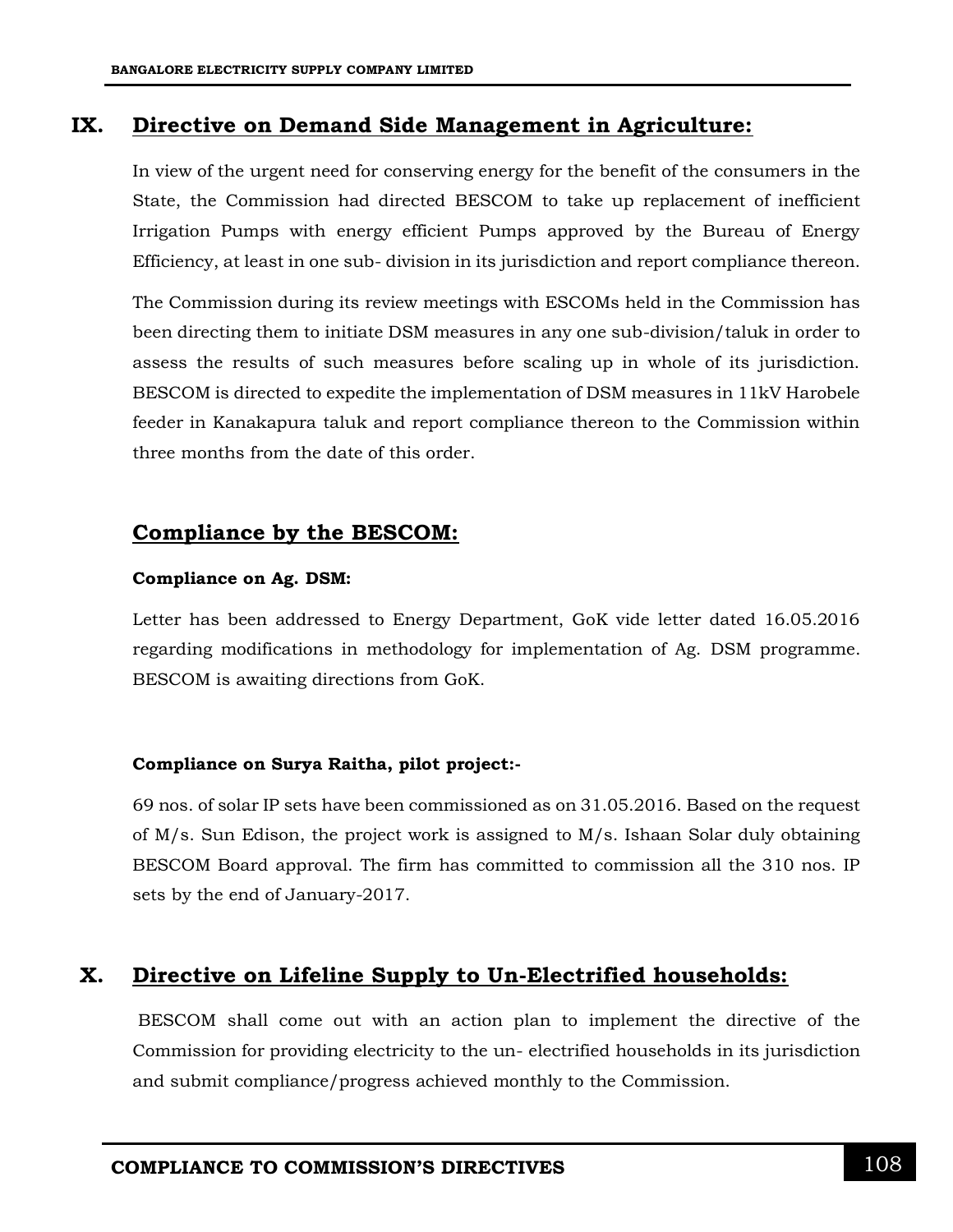## IX. Directive on Demand Side Management in Agriculture:

In view of the urgent need for conserving energy for the benefit of the consumers in the State, the Commission had directed BESCOM to take up replacement of inefficient Irrigation Pumps with energy efficient Pumps approved by the Bureau of Energy Efficiency, at least in one sub- division in its jurisdiction and report compliance thereon.

The Commission during its review meetings with ESCOMs held in the Commission has been directing them to initiate DSM measures in any one sub-division/taluk in order to assess the results of such measures before scaling up in whole of its jurisdiction. BESCOM is directed to expedite the implementation of DSM measures in 11kV Harobele feeder in Kanakapura taluk and report compliance thereon to the Commission within three months from the date of this order.

## Compliance by the BESCOM:

**Compliance on Ag. DSM:**

Letter has been addressed to Energy Department, GoK vide letter dated 16.05.2016 regarding modifications in methodology for implementation of Ag. DSM programme. BESCOM is awaiting directions from GoK.

**Compliance on Surya Raitha, pilot project:-**

69 nos. of solar IP sets have been commissioned as on 31.05.2016. Based on the request of M/s. Sun Edison, the project work is assigned to M/s. Ishaan Solar duly obtaining BESCOM Board approval. The firm has committed to commission all the 310 nos. IP sets by the end of January-2017.

## X. Directive on Lifeline Supply to Un-Electrified households:

BESCOM shall come out with an action plan to implement the directive of the Commission for providing electricity to the un- electrified households in its jurisdiction and submit compliance/progress achieved monthly to the Commission.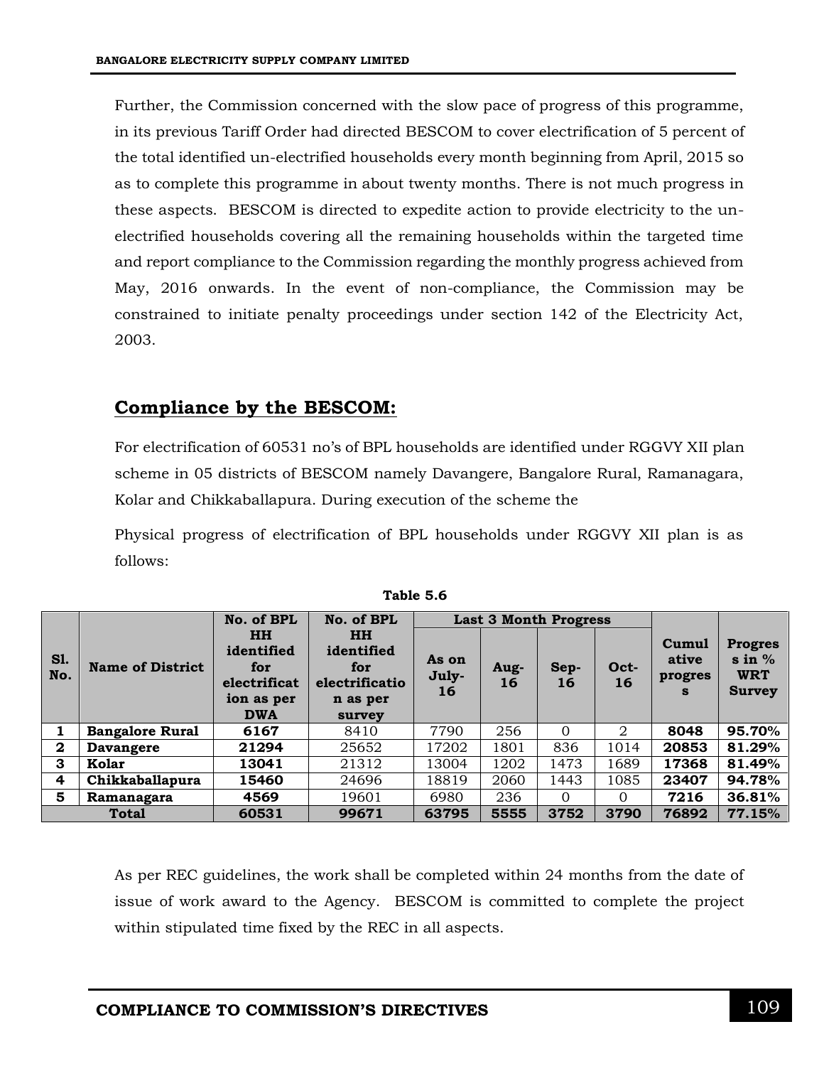Further, the Commission concerned with the slow pace of progress of this programme, in its previous Tariff Order had directed BESCOM to cover electrification of 5 percent of the total identified un-electrified households every month beginning from April, 2015 so as to complete this programme in about twenty months. There is not much progress in these aspects. BESCOM is directed to expedite action to provide electricity to the un-electrified households covering all the remaining households within the targeted time and report compliance to the Commission regarding the monthly progress achieved from May, 2016 onwards. In the event of non-compliance, the Commission may be constrained to initiate penalty proceedings under section 142 of the Electricity Act, 2003.

## Compliance by the BESCOM:

For electrification of 60531 no's of BPL households are identified under RGGVY XII plan scheme in 05 districts of BESCOM namely Davangere, Bangalore Rural, Ramanagara, Kolar and Chikkaballapura. During execution of the scheme the

Physical progress of electrification of BPL households under RGGVY XII plan is as follows:

**Table 5.6**

| Sl. No. | Name of District | No. of BPL HH identified for electrification as per DWA | No. of BPL HH identified for electrification as per survey | Last 3 Month Progress | | | | Cumulative progress | Progress in % WRT Survey |
|---|---|---|---|---|---|---|---|---|---|
| | | | | As on July-16 | Aug-16 | Sep-16 | Oct-16 | | |
| **1** | **Bangalore Rural** | **6167** | 8410 | 7790 | 256 | 0 | 2 | **8048** | **95.70%** |
| **2** | **Davangere** | **21294** | 25652 | 17202 | 1801 | 836 | 1014 | **20853** | **81.29%** |
| **3** | **Kolar** | **13041** | 21312 | 13004 | 1202 | 1473 | 1689 | **17368** | **81.49%** |
| **4** | **Chikkaballapura** | **15460** | 24696 | 18819 | 2060 | 1443 | 1085 | **23407** | **94.78%** |
| **5** | **Ramanagara** | **4569** | 19601 | 6980 | 236 | 0 | 0 | **7216** | **36.81%** |
| **Total** | | **60531** | **99671** | **63795** | **5555** | **3752** | **3790** | **76892** | **77.15%** |

As per REC guidelines, the work shall be completed within 24 months from the date of issue of work award to the Agency. BESCOM is committed to complete the project within stipulated time fixed by the REC in all aspects.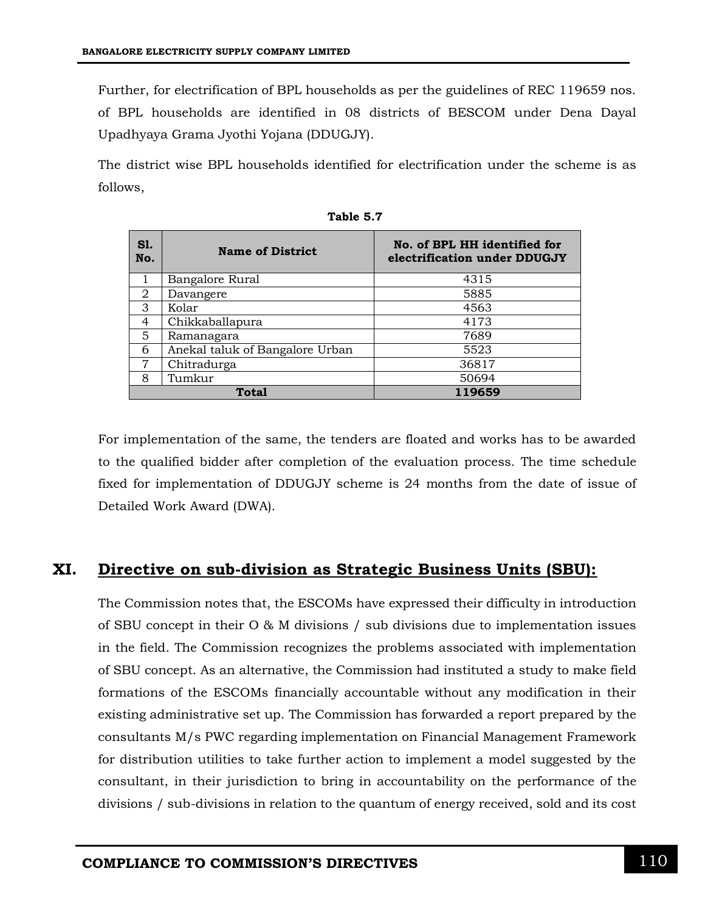Further, for electrification of BPL households as per the guidelines of REC 119659 nos. of BPL households are identified in 08 districts of BESCOM under Dena Dayal Upadhyaya Grama Jyothi Yojana (DDUGJY).

The district wise BPL households identified for electrification under the scheme is as follows,

**Table 5.7**

| Sl. No. | Name of District | No. of BPL HH identified for electrification under DDUGJY |
|---|---|---|
| 1 | Bangalore Rural | 4315 |
| 2 | Davangere | 5885 |
| 3 | Kolar | 4563 |
| 4 | Chikkaballapura | 4173 |
| 5 | Ramanagara | 7689 |
| 6 | Anekal taluk of Bangalore Urban | 5523 |
| 7 | Chitradurga | 36817 |
| 8 | Tumkur | 50694 |
| **Total** | | **119659** |

For implementation of the same, the tenders are floated and works has to be awarded to the qualified bidder after completion of the evaluation process. The time schedule fixed for implementation of DDUGJY scheme is 24 months from the date of issue of Detailed Work Award (DWA).

## XI. Directive on sub-division as Strategic Business Units (SBU):

The Commission notes that, the ESCOMs have expressed their difficulty in introduction of SBU concept in their O & M divisions / sub divisions due to implementation issues in the field. The Commission recognizes the problems associated with implementation of SBU concept. As an alternative, the Commission had instituted a study to make field formations of the ESCOMs financially accountable without any modification in their existing administrative set up. The Commission has forwarded a report prepared by the consultants M/s PWC regarding implementation on Financial Management Framework for distribution utilities to take further action to implement a model suggested by the consultant, in their jurisdiction to bring in accountability on the performance of the divisions / sub-divisions in relation to the quantum of energy received, sold and its cost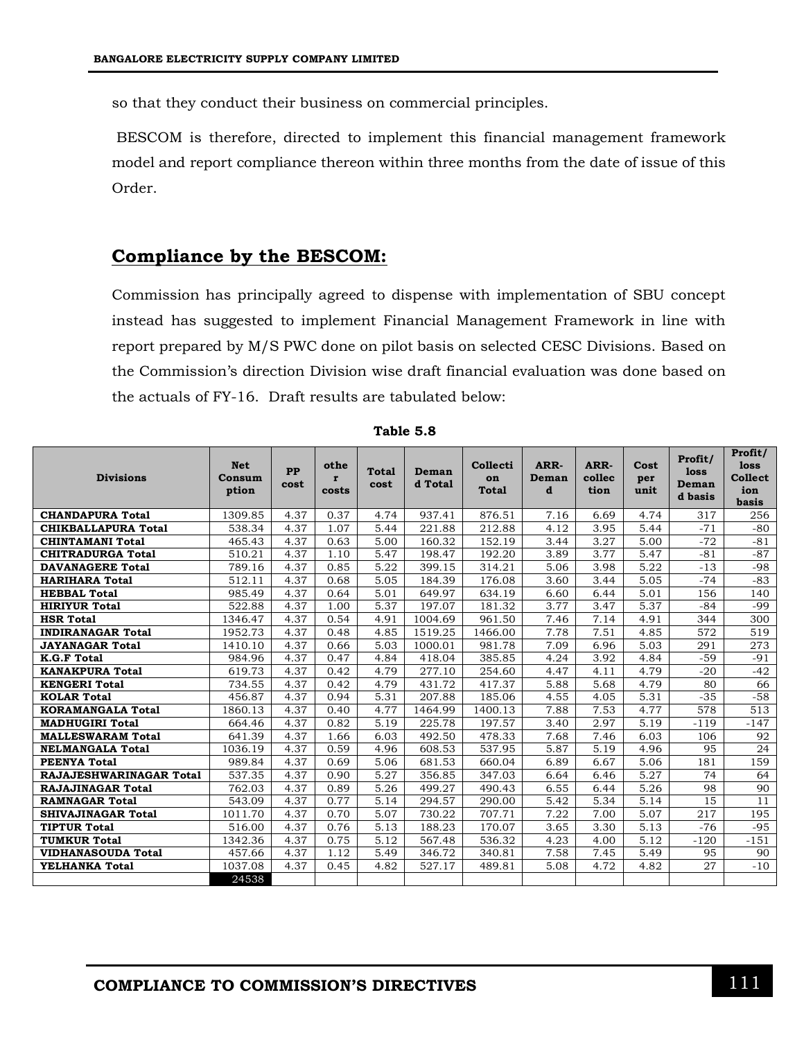so that they conduct their business on commercial principles.

BESCOM is therefore, directed to implement this financial management framework model and report compliance thereon within three months from the date of issue of this Order.

## Compliance by the BESCOM:

Commission has principally agreed to dispense with implementation of SBU concept instead has suggested to implement Financial Management Framework in line with report prepared by M/S PWC done on pilot basis on selected CESC Divisions. Based on the Commission's direction Division wise draft financial evaluation was done based on the actuals of FY-16. Draft results are tabulated below:

**Table 5.8**

| Divisions | Net Consumption | PP cost | other costs | Total cost | Demand Total | Collection Total | ARR-Demand | ARR-collection | Cost per unit | Profit/ loss Demand basis | Profit/ loss Collection basis |
|---|---|---|---|---|---|---|---|---|---|---|---|
| **CHANDAPURA Total** | 1309.85 | 4.37 | 0.37 | 4.74 | 937.41 | 876.51 | 7.16 | 6.69 | 4.74 | 317 | 256 |
| **CHIKBALLAPURA Total** | 538.34 | 4.37 | 1.07 | 5.44 | 221.88 | 212.88 | 4.12 | 3.95 | 5.44 | -71 | -80 |
| **CHINTAMANI Total** | 465.43 | 4.37 | 0.63 | 5.00 | 160.32 | 152.19 | 3.44 | 3.27 | 5.00 | -72 | -81 |
| **CHITRADURGA Total** | 510.21 | 4.37 | 1.10 | 5.47 | 198.47 | 192.20 | 3.89 | 3.77 | 5.47 | -81 | -87 |
| **DAVANAGERE Total** | 789.16 | 4.37 | 0.85 | 5.22 | 399.15 | 314.21 | 5.06 | 3.98 | 5.22 | -13 | -98 |
| **HARIHARA Total** | 512.11 | 4.37 | 0.68 | 5.05 | 184.39 | 176.08 | 3.60 | 3.44 | 5.05 | -74 | -83 |
| **HEBBAL Total** | 985.49 | 4.37 | 0.64 | 5.01 | 649.97 | 634.19 | 6.60 | 6.44 | 5.01 | 156 | 140 |
| **HIRIYUR Total** | 522.88 | 4.37 | 1.00 | 5.37 | 197.07 | 181.32 | 3.77 | 3.47 | 5.37 | -84 | -99 |
| **HSR Total** | 1346.47 | 4.37 | 0.54 | 4.91 | 1004.69 | 961.50 | 7.46 | 7.14 | 4.91 | 344 | 300 |
| **INDIRANAGAR Total** | 1952.73 | 4.37 | 0.48 | 4.85 | 1519.25 | 1466.00 | 7.78 | 7.51 | 4.85 | 572 | 519 |
| **JAYANAGAR Total** | 1410.10 | 4.37 | 0.66 | 5.03 | 1000.01 | 981.78 | 7.09 | 6.96 | 5.03 | 291 | 273 |
| **K.G.F Total** | 984.96 | 4.37 | 0.47 | 4.84 | 418.04 | 385.85 | 4.24 | 3.92 | 4.84 | -59 | -91 |
| **KANAKPURA Total** | 619.73 | 4.37 | 0.42 | 4.79 | 277.10 | 254.60 | 4.47 | 4.11 | 4.79 | -20 | -42 |
| **KENGERI Total** | 734.55 | 4.37 | 0.42 | 4.79 | 431.72 | 417.37 | 5.88 | 5.68 | 4.79 | 80 | 66 |
| **KOLAR Total** | 456.87 | 4.37 | 0.94 | 5.31 | 207.88 | 185.06 | 4.55 | 4.05 | 5.31 | -35 | -58 |
| **KORAMANGALA Total** | 1860.13 | 4.37 | 0.40 | 4.77 | 1464.99 | 1400.13 | 7.88 | 7.53 | 4.77 | 578 | 513 |
| **MADHUGIRI Total** | 664.46 | 4.37 | 0.82 | 5.19 | 225.78 | 197.57 | 3.40 | 2.97 | 5.19 | -119 | -147 |
| **MALLESWARAM Total** | 641.39 | 4.37 | 1.66 | 6.03 | 492.50 | 478.33 | 7.68 | 7.46 | 6.03 | 106 | 92 |
| **NELMANGALA Total** | 1036.19 | 4.37 | 0.59 | 4.96 | 608.53 | 537.95 | 5.87 | 5.19 | 4.96 | 95 | 24 |
| **PEENYA Total** | 989.84 | 4.37 | 0.69 | 5.06 | 681.53 | 660.04 | 6.89 | 6.67 | 5.06 | 181 | 159 |
| **RAJAJESHWARINAGAR Total** | 537.35 | 4.37 | 0.90 | 5.27 | 356.85 | 347.03 | 6.64 | 6.46 | 5.27 | 74 | 64 |
| **RAJAJINAGAR Total** | 762.03 | 4.37 | 0.89 | 5.26 | 499.27 | 490.43 | 6.55 | 6.44 | 5.26 | 98 | 90 |
| **RAMNAGAR Total** | 543.09 | 4.37 | 0.77 | 5.14 | 294.57 | 290.00 | 5.42 | 5.34 | 5.14 | 15 | 11 |
| **SHIVAJINAGAR Total** | 1011.70 | 4.37 | 0.70 | 5.07 | 730.22 | 707.71 | 7.22 | 7.00 | 5.07 | 217 | 195 |
| **TIPTUR Total** | 516.00 | 4.37 | 0.76 | 5.13 | 188.23 | 170.07 | 3.65 | 3.30 | 5.13 | -76 | -95 |
| **TUMKUR Total** | 1342.36 | 4.37 | 0.75 | 5.12 | 567.48 | 536.32 | 4.23 | 4.00 | 5.12 | -120 | -151 |
| **VIDHANASOUDA Total** | 457.66 | 4.37 | 1.12 | 5.49 | 346.72 | 340.81 | 7.58 | 7.45 | 5.49 | 95 | 90 |
| **YELHANKA Total** | 1037.08 | 4.37 | 0.45 | 4.82 | 527.17 | 489.81 | 5.08 | 4.72 | 4.82 | 27 | -10 |
| | 24538 | | | | | | | | | | |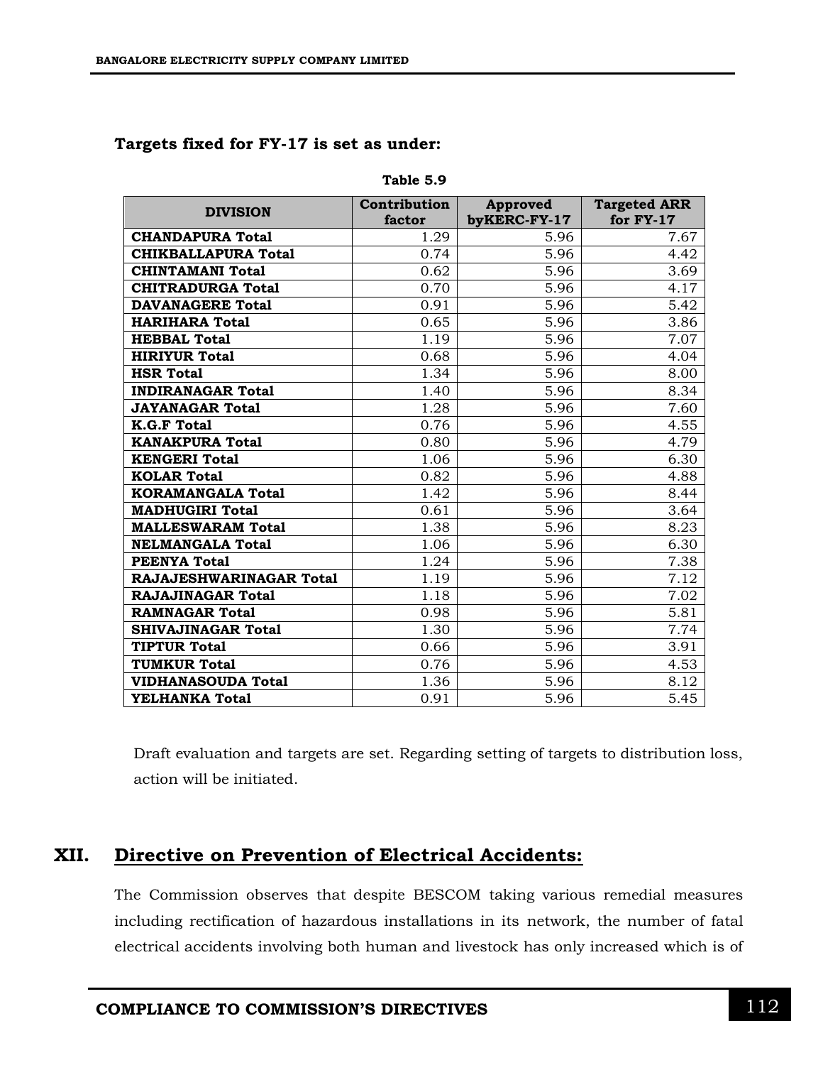**Targets fixed for FY-17 is set as under:**

**Table 5.9**

| DIVISION | Contribution factor | Approved byKERC-FY-17 | Targeted ARR for FY-17 |
|---|---|---|---|
| **CHANDAPURA Total** | 1.29 | 5.96 | 7.67 |
| **CHIKBALLAPURA Total** | 0.74 | 5.96 | 4.42 |
| **CHINTAMANI Total** | 0.62 | 5.96 | 3.69 |
| **CHITRADURGA Total** | 0.70 | 5.96 | 4.17 |
| **DAVANAGERE Total** | 0.91 | 5.96 | 5.42 |
| **HARIHARA Total** | 0.65 | 5.96 | 3.86 |
| **HEBBAL Total** | 1.19 | 5.96 | 7.07 |
| **HIRIYUR Total** | 0.68 | 5.96 | 4.04 |
| **HSR Total** | 1.34 | 5.96 | 8.00 |
| **INDIRANAGAR Total** | 1.40 | 5.96 | 8.34 |
| **JAYANAGAR Total** | 1.28 | 5.96 | 7.60 |
| **K.G.F Total** | 0.76 | 5.96 | 4.55 |
| **KANAKPURA Total** | 0.80 | 5.96 | 4.79 |
| **KENGERI Total** | 1.06 | 5.96 | 6.30 |
| **KOLAR Total** | 0.82 | 5.96 | 4.88 |
| **KORAMANGALA Total** | 1.42 | 5.96 | 8.44 |
| **MADHUGIRI Total** | 0.61 | 5.96 | 3.64 |
| **MALLESWARAM Total** | 1.38 | 5.96 | 8.23 |
| **NELMANGALA Total** | 1.06 | 5.96 | 6.30 |
| **PEENYA Total** | 1.24 | 5.96 | 7.38 |
| **RAJAJESHWARINAGAR Total** | 1.19 | 5.96 | 7.12 |
| **RAJAJINAGAR Total** | 1.18 | 5.96 | 7.02 |
| **RAMNAGAR Total** | 0.98 | 5.96 | 5.81 |
| **SHIVAJINAGAR Total** | 1.30 | 5.96 | 7.74 |
| **TIPTUR Total** | 0.66 | 5.96 | 3.91 |
| **TUMKUR Total** | 0.76 | 5.96 | 4.53 |
| **VIDHANASOUDA Total** | 1.36 | 5.96 | 8.12 |
| **YELHANKA Total** | 0.91 | 5.96 | 5.45 |

Draft evaluation and targets are set. Regarding setting of targets to distribution loss, action will be initiated.

## XII. Directive on Prevention of Electrical Accidents:

The Commission observes that despite BESCOM taking various remedial measures including rectification of hazardous installations in its network, the number of fatal electrical accidents involving both human and livestock has only increased which is of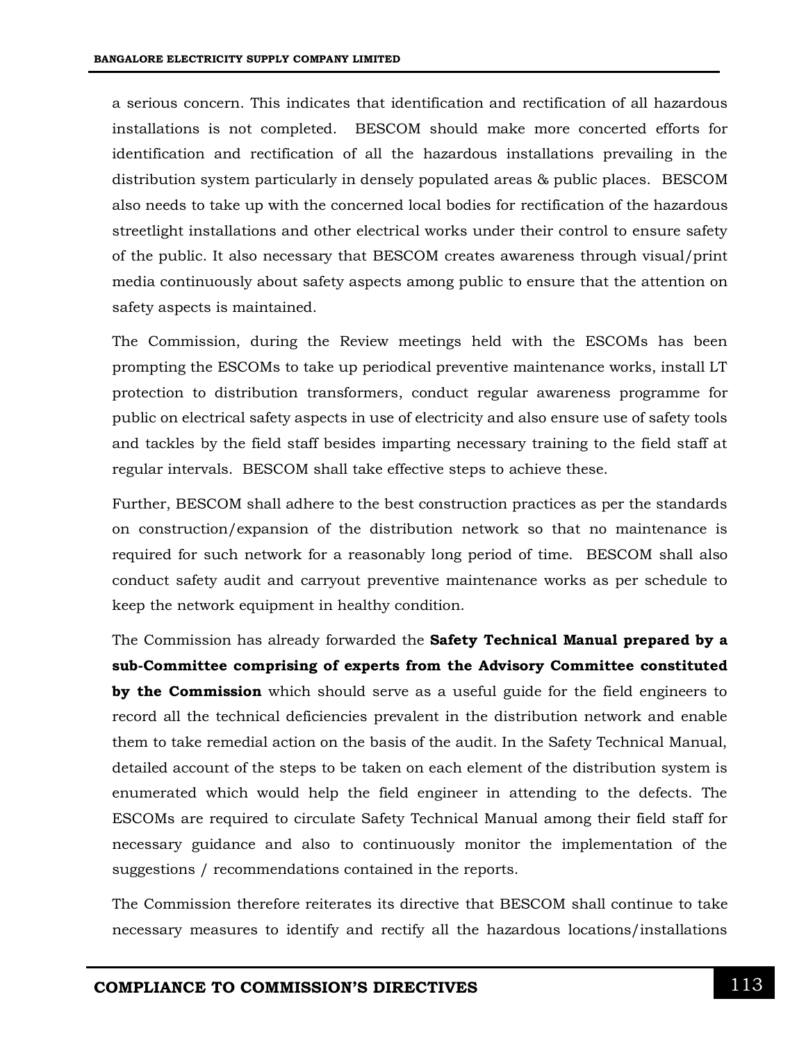a serious concern. This indicates that identification and rectification of all hazardous installations is not completed. BESCOM should make more concerted efforts for identification and rectification of all the hazardous installations prevailing in the distribution system particularly in densely populated areas & public places. BESCOM also needs to take up with the concerned local bodies for rectification of the hazardous streetlight installations and other electrical works under their control to ensure safety of the public. It also necessary that BESCOM creates awareness through visual/print media continuously about safety aspects among public to ensure that the attention on safety aspects is maintained.

The Commission, during the Review meetings held with the ESCOMs has been prompting the ESCOMs to take up periodical preventive maintenance works, install LT protection to distribution transformers, conduct regular awareness programme for public on electrical safety aspects in use of electricity and also ensure use of safety tools and tackles by the field staff besides imparting necessary training to the field staff at regular intervals. BESCOM shall take effective steps to achieve these.

Further, BESCOM shall adhere to the best construction practices as per the standards on construction/expansion of the distribution network so that no maintenance is required for such network for a reasonably long period of time. BESCOM shall also conduct safety audit and carryout preventive maintenance works as per schedule to keep the network equipment in healthy condition.

The Commission has already forwarded the **Safety Technical Manual prepared by a sub-Committee comprising of experts from the Advisory Committee constituted by the Commission** which should serve as a useful guide for the field engineers to record all the technical deficiencies prevalent in the distribution network and enable them to take remedial action on the basis of the audit. In the Safety Technical Manual, detailed account of the steps to be taken on each element of the distribution system is enumerated which would help the field engineer in attending to the defects. The ESCOMs are required to circulate Safety Technical Manual among their field staff for necessary guidance and also to continuously monitor the implementation of the suggestions / recommendations contained in the reports.

The Commission therefore reiterates its directive that BESCOM shall continue to take necessary measures to identify and rectify all the hazardous locations/installations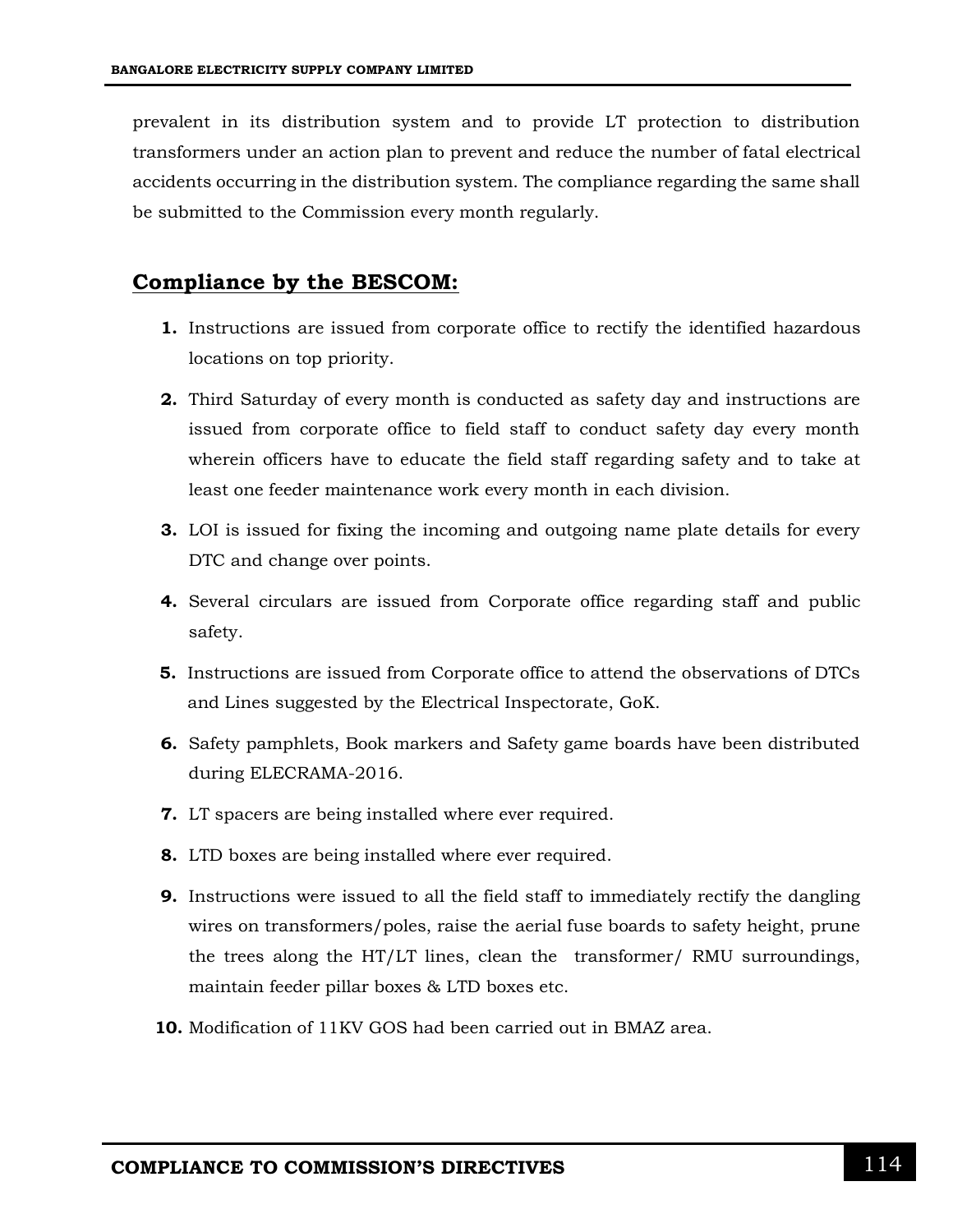prevalent in its distribution system and to provide LT protection to distribution transformers under an action plan to prevent and reduce the number of fatal electrical accidents occurring in the distribution system. The compliance regarding the same shall be submitted to the Commission every month regularly.

## Compliance by the BESCOM:

1. Instructions are issued from corporate office to rectify the identified hazardous locations on top priority.
2. Third Saturday of every month is conducted as safety day and instructions are issued from corporate office to field staff to conduct safety day every month wherein officers have to educate the field staff regarding safety and to take at least one feeder maintenance work every month in each division.
3. LOI is issued for fixing the incoming and outgoing name plate details for every DTC and change over points.
4. Several circulars are issued from Corporate office regarding staff and public safety.
5. Instructions are issued from Corporate office to attend the observations of DTCs and Lines suggested by the Electrical Inspectorate, GoK.
6. Safety pamphlets, Book markers and Safety game boards have been distributed during ELECRAMA-2016.
7. LT spacers are being installed where ever required.
8. LTD boxes are being installed where ever required.
9. Instructions were issued to all the field staff to immediately rectify the dangling wires on transformers/poles, raise the aerial fuse boards to safety height, prune the trees along the HT/LT lines, clean the transformer/ RMU surroundings, maintain feeder pillar boxes & LTD boxes etc.
10. Modification of 11KV GOS had been carried out in BMAZ area.